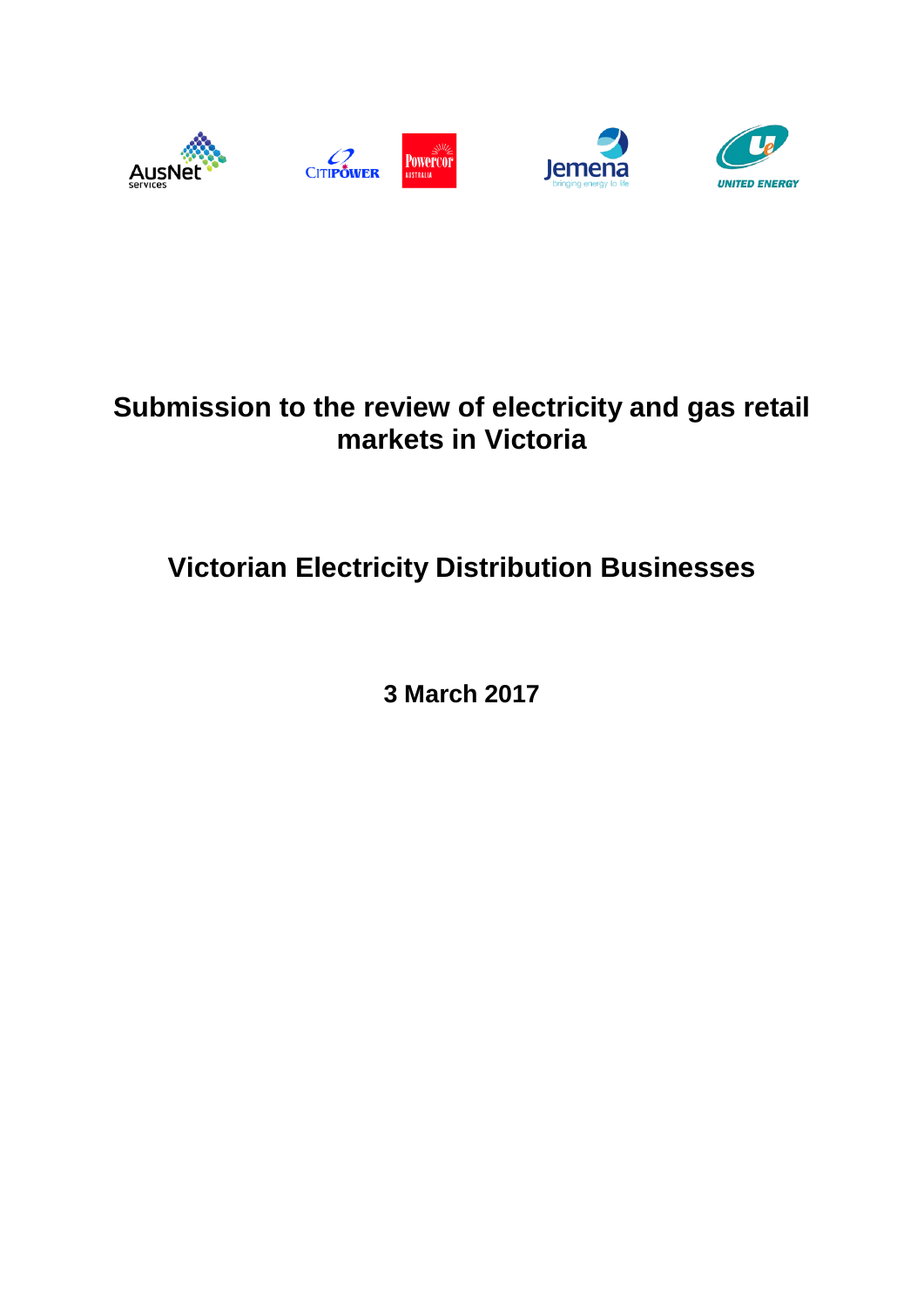# Submission to the review of electricity and gas retail markets in Victoria

## Victorian Electricity Distribution Businesses

**3 March 2017**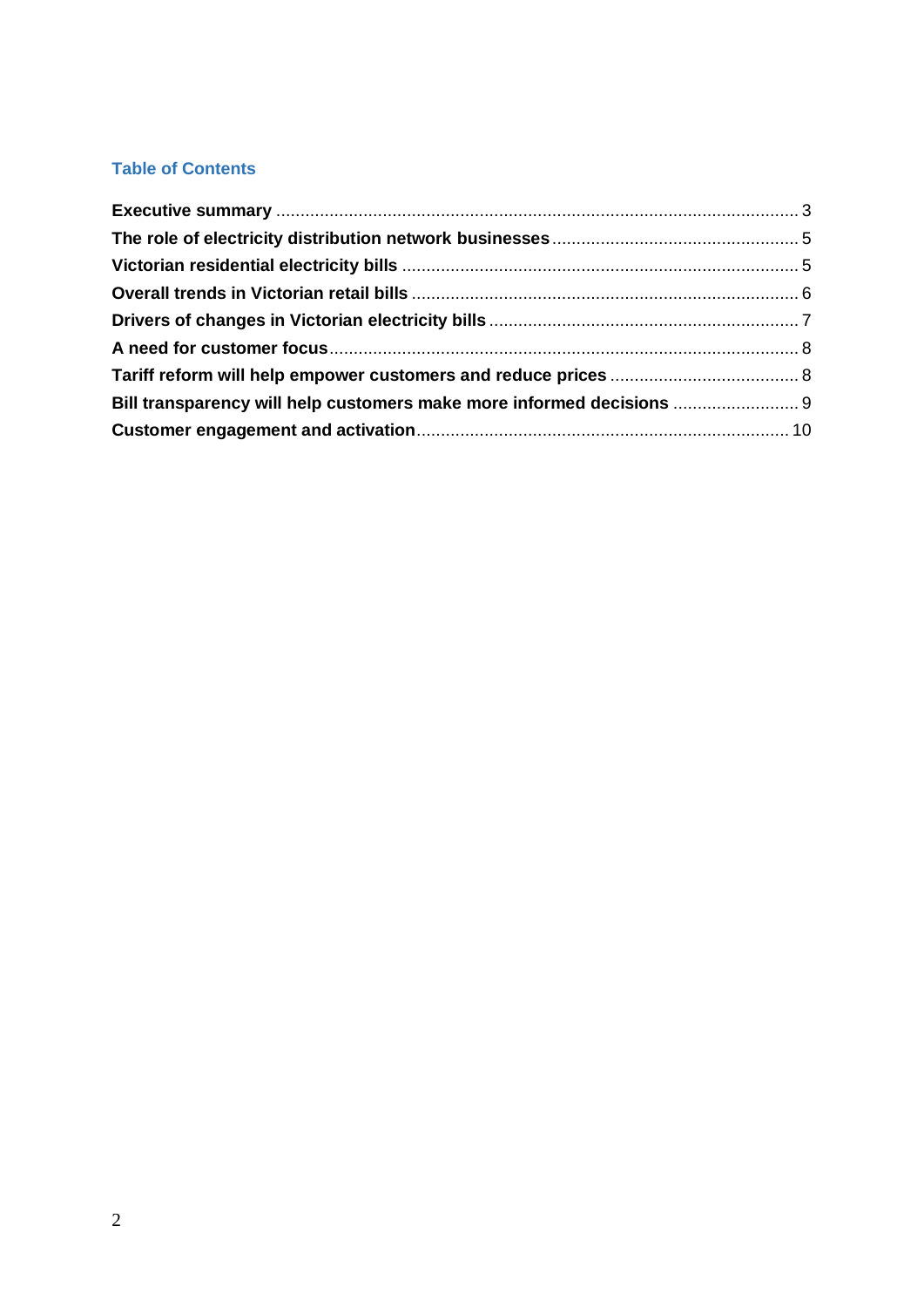## Table of Contents

**Executive summary** ........................................................................................................... 3
**The role of electricity distribution network businesses** .................................................. 5
**Victorian residential electricity bills** ................................................................................ 5
**Overall trends in Victorian retail bills** ............................................................................... 6
**Drivers of changes in Victorian electricity bills** ............................................................... 7
**A need for customer focus** ................................................................................................ 8
**Tariff reform will help empower customers and reduce prices** ...................................... 8
**Bill transparency will help customers make more informed decisions** ......................... 9
**Customer engagement and activation** ............................................................................ 10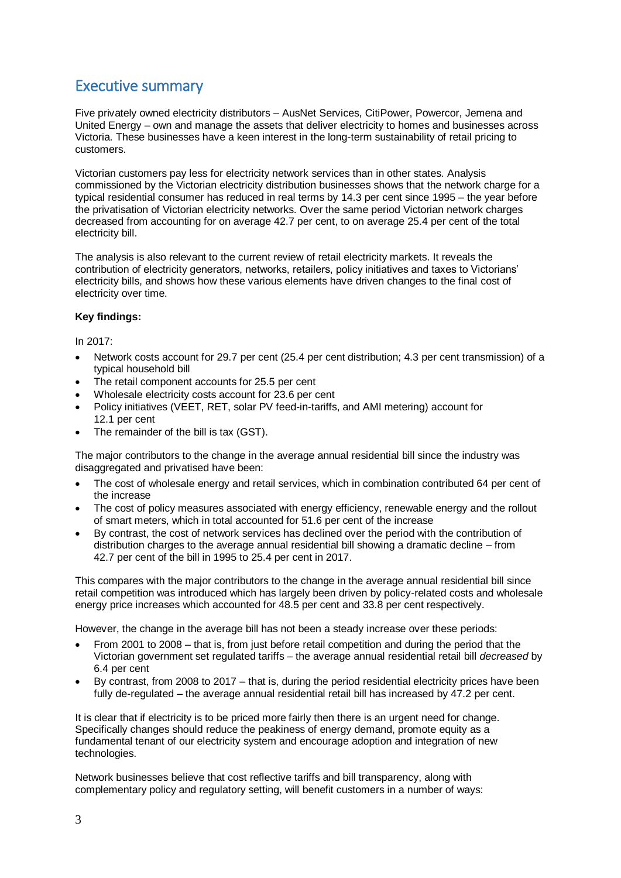## Executive summary

Five privately owned electricity distributors – AusNet Services, CitiPower, Powercor, Jemena and United Energy – own and manage the assets that deliver electricity to homes and businesses across Victoria. These businesses have a keen interest in the long-term sustainability of retail pricing to customers.

Victorian customers pay less for electricity network services than in other states. Analysis commissioned by the Victorian electricity distribution businesses shows that the network charge for a typical residential consumer has reduced in real terms by 14.3 per cent since 1995 – the year before the privatisation of Victorian electricity networks. Over the same period Victorian network charges decreased from accounting for on average 42.7 per cent, to on average 25.4 per cent of the total electricity bill.

The analysis is also relevant to the current review of retail electricity markets. It reveals the contribution of electricity generators, networks, retailers, policy initiatives and taxes to Victorians' electricity bills, and shows how these various elements have driven changes to the final cost of electricity over time.

**Key findings:**

In 2017:

- Network costs account for 29.7 per cent (25.4 per cent distribution; 4.3 per cent transmission) of a typical household bill
- The retail component accounts for 25.5 per cent
- Wholesale electricity costs account for 23.6 per cent
- Policy initiatives (VEET, RET, solar PV feed-in-tariffs, and AMI metering) account for 12.1 per cent
- The remainder of the bill is tax (GST).

The major contributors to the change in the average annual residential bill since the industry was disaggregated and privatised have been:

- The cost of wholesale energy and retail services, which in combination contributed 64 per cent of the increase
- The cost of policy measures associated with energy efficiency, renewable energy and the rollout of smart meters, which in total accounted for 51.6 per cent of the increase
- By contrast, the cost of network services has declined over the period with the contribution of distribution charges to the average annual residential bill showing a dramatic decline – from 42.7 per cent of the bill in 1995 to 25.4 per cent in 2017.

This compares with the major contributors to the change in the average annual residential bill since retail competition was introduced which has largely been driven by policy-related costs and wholesale energy price increases which accounted for 48.5 per cent and 33.8 per cent respectively.

However, the change in the average bill has not been a steady increase over these periods:

- From 2001 to 2008 – that is, from just before retail competition and during the period that the Victorian government set regulated tariffs – the average annual residential retail bill *decreased* by 6.4 per cent
- By contrast, from 2008 to 2017 – that is, during the period residential electricity prices have been fully de-regulated – the average annual residential retail bill has increased by 47.2 per cent.

It is clear that if electricity is to be priced more fairly then there is an urgent need for change. Specifically changes should reduce the peakiness of energy demand, promote equity as a fundamental tenant of our electricity system and encourage adoption and integration of new technologies.

Network businesses believe that cost reflective tariffs and bill transparency, along with complementary policy and regulatory setting, will benefit customers in a number of ways: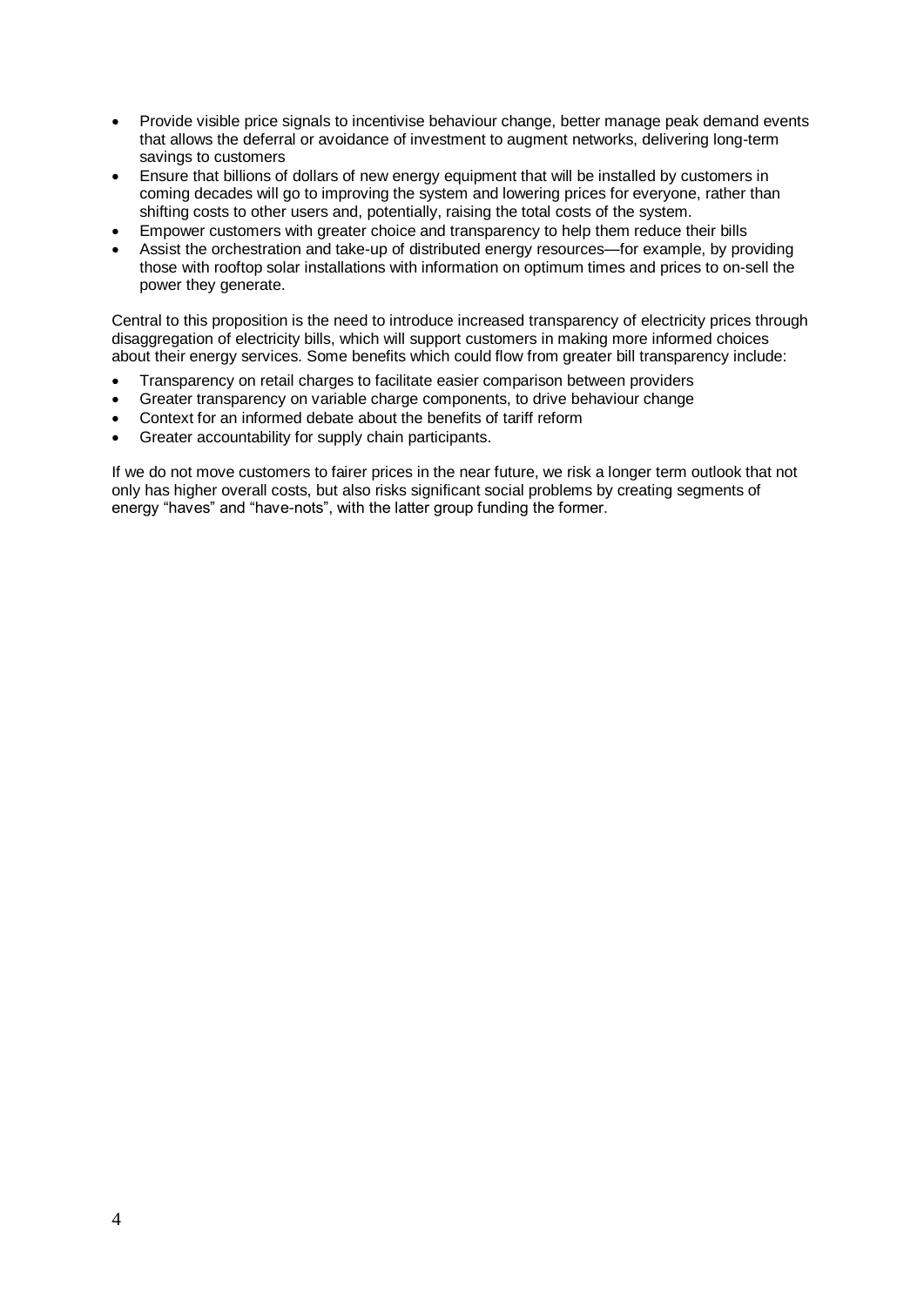- Provide visible price signals to incentivise behaviour change, better manage peak demand events that allows the deferral or avoidance of investment to augment networks, delivering long-term savings to customers
- Ensure that billions of dollars of new energy equipment that will be installed by customers in coming decades will go to improving the system and lowering prices for everyone, rather than shifting costs to other users and, potentially, raising the total costs of the system.
- Empower customers with greater choice and transparency to help them reduce their bills
- Assist the orchestration and take-up of distributed energy resources—for example, by providing those with rooftop solar installations with information on optimum times and prices to on-sell the power they generate.

Central to this proposition is the need to introduce increased transparency of electricity prices through disaggregation of electricity bills, which will support customers in making more informed choices about their energy services. Some benefits which could flow from greater bill transparency include:

- Transparency on retail charges to facilitate easier comparison between providers
- Greater transparency on variable charge components, to drive behaviour change
- Context for an informed debate about the benefits of tariff reform
- Greater accountability for supply chain participants.

If we do not move customers to fairer prices in the near future, we risk a longer term outlook that not only has higher overall costs, but also risks significant social problems by creating segments of energy "haves" and "have-nots", with the latter group funding the former.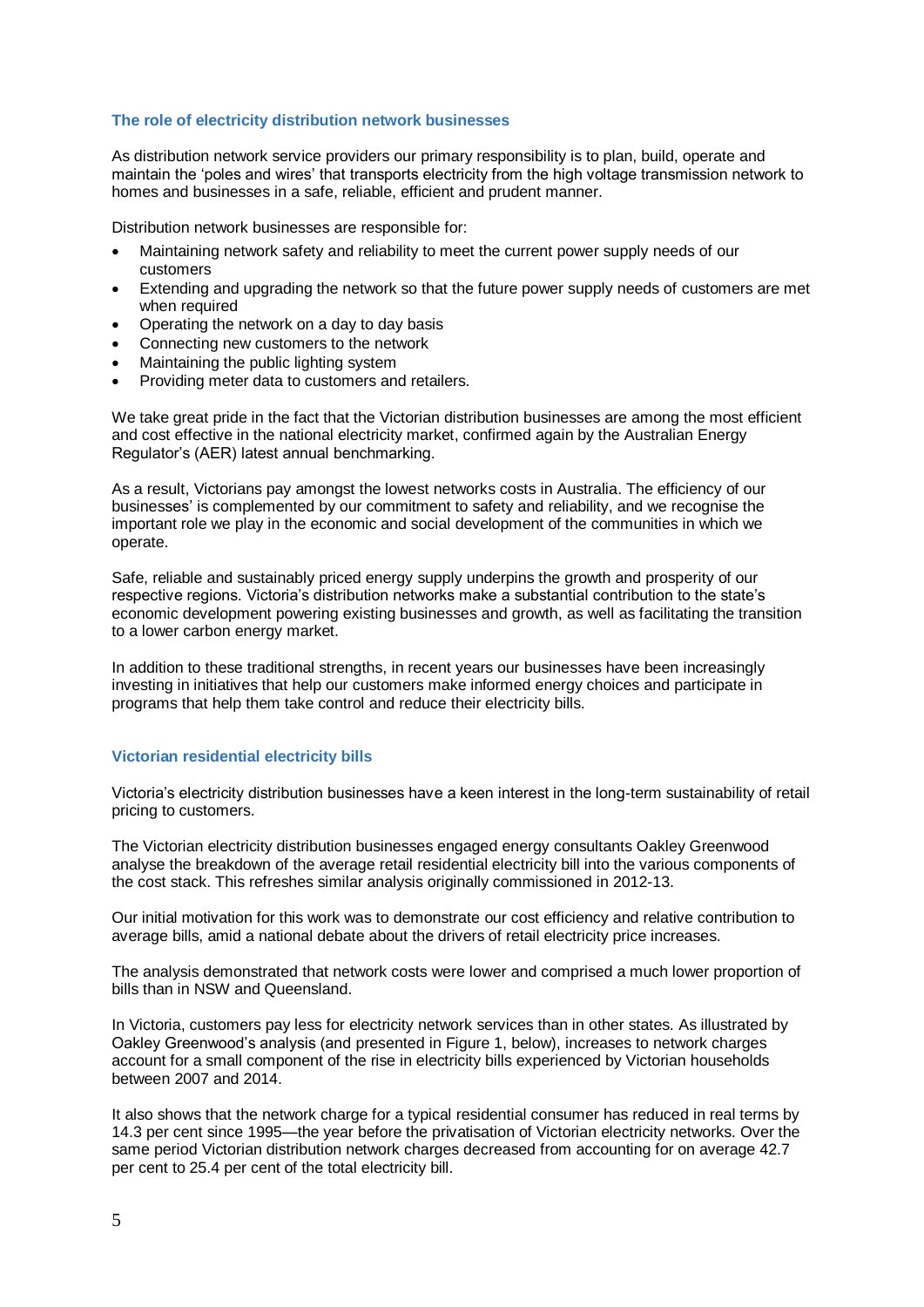## The role of electricity distribution network businesses

As distribution network service providers our primary responsibility is to plan, build, operate and maintain the 'poles and wires' that transports electricity from the high voltage transmission network to homes and businesses in a safe, reliable, efficient and prudent manner.

Distribution network businesses are responsible for:

- Maintaining network safety and reliability to meet the current power supply needs of our customers
- Extending and upgrading the network so that the future power supply needs of customers are met when required
- Operating the network on a day to day basis
- Connecting new customers to the network
- Maintaining the public lighting system
- Providing meter data to customers and retailers.

We take great pride in the fact that the Victorian distribution businesses are among the most efficient and cost effective in the national electricity market, confirmed again by the Australian Energy Regulator's (AER) latest annual benchmarking.

As a result, Victorians pay amongst the lowest networks costs in Australia. The efficiency of our businesses' is complemented by our commitment to safety and reliability, and we recognise the important role we play in the economic and social development of the communities in which we operate.

Safe, reliable and sustainably priced energy supply underpins the growth and prosperity of our respective regions. Victoria's distribution networks make a substantial contribution to the state's economic development powering existing businesses and growth, as well as facilitating the transition to a lower carbon energy market.

In addition to these traditional strengths, in recent years our businesses have been increasingly investing in initiatives that help our customers make informed energy choices and participate in programs that help them take control and reduce their electricity bills.

## Victorian residential electricity bills

Victoria's electricity distribution businesses have a keen interest in the long-term sustainability of retail pricing to customers.

The Victorian electricity distribution businesses engaged energy consultants Oakley Greenwood analyse the breakdown of the average retail residential electricity bill into the various components of the cost stack. This refreshes similar analysis originally commissioned in 2012-13.

Our initial motivation for this work was to demonstrate our cost efficiency and relative contribution to average bills, amid a national debate about the drivers of retail electricity price increases.

The analysis demonstrated that network costs were lower and comprised a much lower proportion of bills than in NSW and Queensland.

In Victoria, customers pay less for electricity network services than in other states. As illustrated by Oakley Greenwood's analysis (and presented in Figure 1, below), increases to network charges account for a small component of the rise in electricity bills experienced by Victorian households between 2007 and 2014.

It also shows that the network charge for a typical residential consumer has reduced in real terms by 14.3 per cent since 1995—the year before the privatisation of Victorian electricity networks. Over the same period Victorian distribution network charges decreased from accounting for on average 42.7 per cent to 25.4 per cent of the total electricity bill.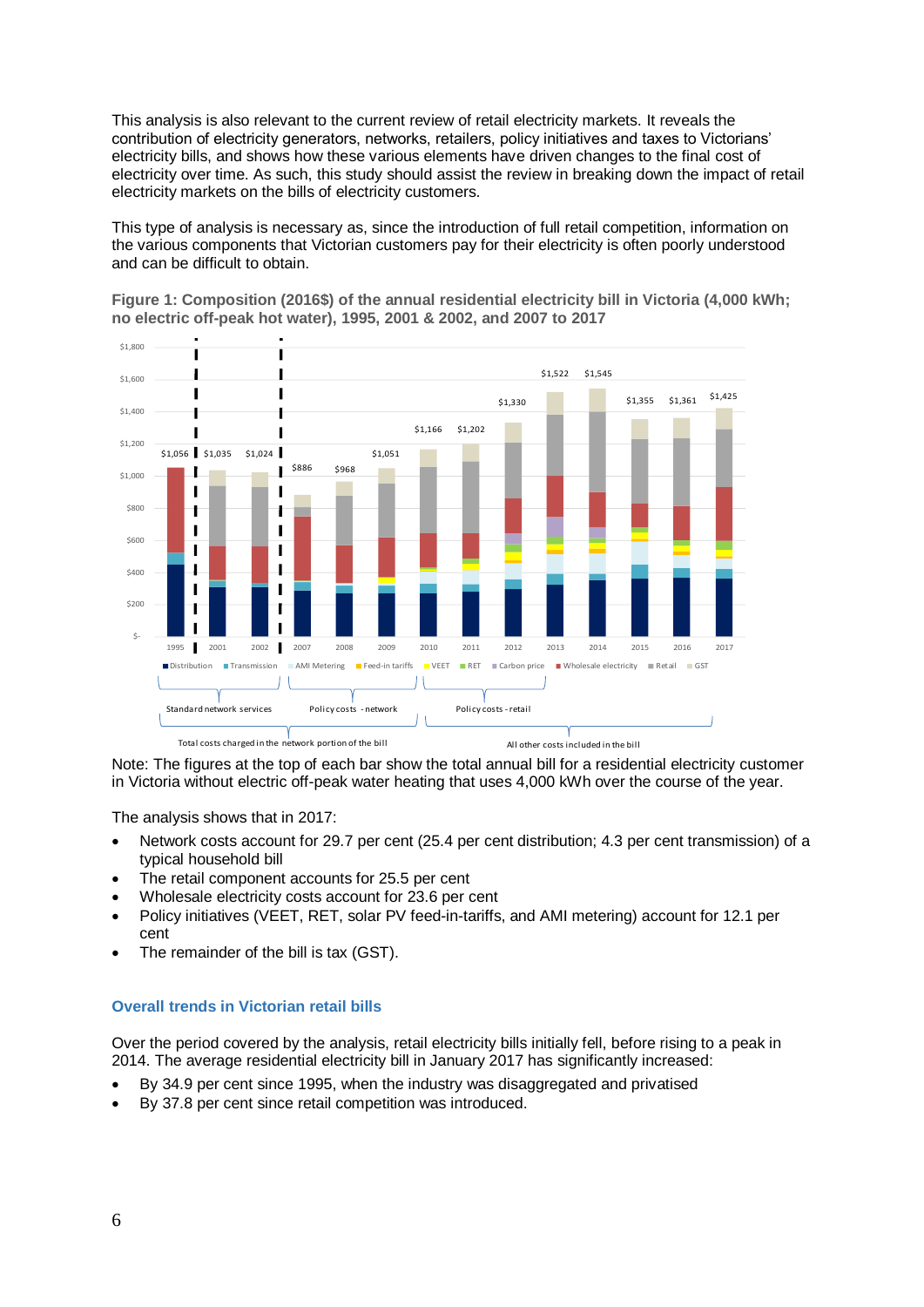This analysis is also relevant to the current review of retail electricity markets. It reveals the contribution of electricity generators, networks, retailers, policy initiatives and taxes to Victorians' electricity bills, and shows how these various elements have driven changes to the final cost of electricity over time. As such, this study should assist the review in breaking down the impact of retail electricity markets on the bills of electricity customers.

This type of analysis is necessary as, since the introduction of full retail competition, information on the various components that Victorian customers pay for their electricity is often poorly understood and can be difficult to obtain.

**Figure 1: Composition (2016$) of the annual residential electricity bill in Victoria (4,000 kWh; no electric off-peak hot water), 1995, 2001 & 2002, and 2007 to 2017**

| Year | 1995 | 2001 | 2002 | 2007 | 2008 | 2009 | 2010 | 2011 | 2012 | 2013 | 2014 | 2015 | 2016 | 2017 |
|---|---|---|---|---|---|---|---|---|---|---|---|---|---|---|
| Total bill | $1,056 | $1,035 | $1,024 | $886 | $968 | $1,051 | $1,166 | $1,202 | $1,330 | $1,522 | $1,545 | $1,355 | $1,361 | $1,425 |

Legend: Distribution, Transmission, AMI Metering, Feed-in tariffs, VEET, RET, Carbon price, Wholesale electricity, Retail, GST

Standard network services; Policy costs - network; Policy costs - retail

Total costs charged in the network portion of the bill; All other costs included in the bill

Note: The figures at the top of each bar show the total annual bill for a residential electricity customer in Victoria without electric off-peak water heating that uses 4,000 kWh over the course of the year.

The analysis shows that in 2017:

- Network costs account for 29.7 per cent (25.4 per cent distribution; 4.3 per cent transmission) of a typical household bill
- The retail component accounts for 25.5 per cent
- Wholesale electricity costs account for 23.6 per cent
- Policy initiatives (VEET, RET, solar PV feed-in-tariffs, and AMI metering) account for 12.1 per cent
- The remainder of the bill is tax (GST).

## Overall trends in Victorian retail bills

Over the period covered by the analysis, retail electricity bills initially fell, before rising to a peak in 2014. The average residential electricity bill in January 2017 has significantly increased:

- By 34.9 per cent since 1995, when the industry was disaggregated and privatised
- By 37.8 per cent since retail competition was introduced.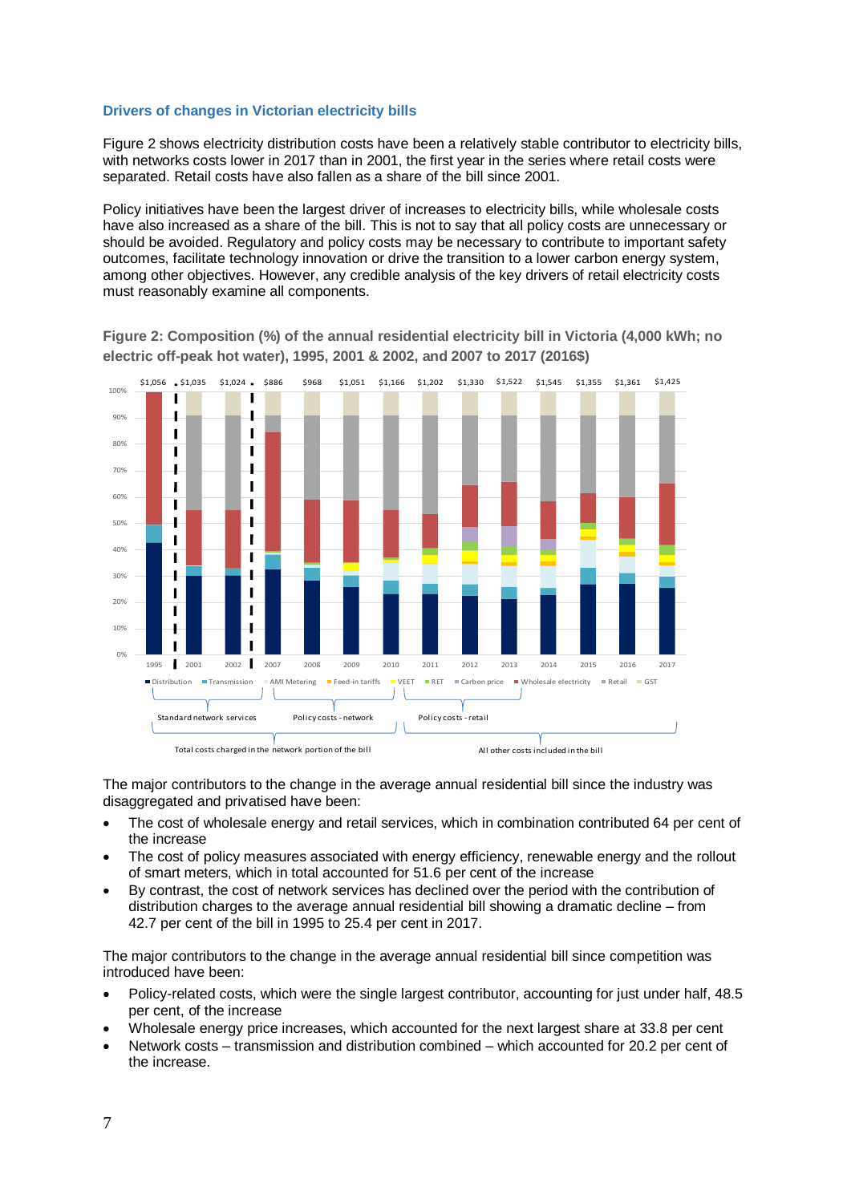### Drivers of changes in Victorian electricity bills

Figure 2 shows electricity distribution costs have been a relatively stable contributor to electricity bills, with networks costs lower in 2017 than in 2001, the first year in the series where retail costs were separated. Retail costs have also fallen as a share of the bill since 2001.

Policy initiatives have been the largest driver of increases to electricity bills, while wholesale costs have also increased as a share of the bill. This is not to say that all policy costs are unnecessary or should be avoided. Regulatory and policy costs may be necessary to contribute to important safety outcomes, facilitate technology innovation or drive the transition to a lower carbon energy system, among other objectives. However, any credible analysis of the key drivers of retail electricity costs must reasonably examine all components.

**Figure 2: Composition (%) of the annual residential electricity bill in Victoria (4,000 kWh; no electric off-peak hot water), 1995, 2001 & 2002, and 2007 to 2017 (2016$)**

The major contributors to the change in the average annual residential bill since the industry was disaggregated and privatised have been:

- The cost of wholesale energy and retail services, which in combination contributed 64 per cent of the increase
- The cost of policy measures associated with energy efficiency, renewable energy and the rollout of smart meters, which in total accounted for 51.6 per cent of the increase
- By contrast, the cost of network services has declined over the period with the contribution of distribution charges to the average annual residential bill showing a dramatic decline – from 42.7 per cent of the bill in 1995 to 25.4 per cent in 2017.

The major contributors to the change in the average annual residential bill since competition was introduced have been:

- Policy-related costs, which were the single largest contributor, accounting for just under half, 48.5 per cent, of the increase
- Wholesale energy price increases, which accounted for the next largest share at 33.8 per cent
- Network costs – transmission and distribution combined – which accounted for 20.2 per cent of the increase.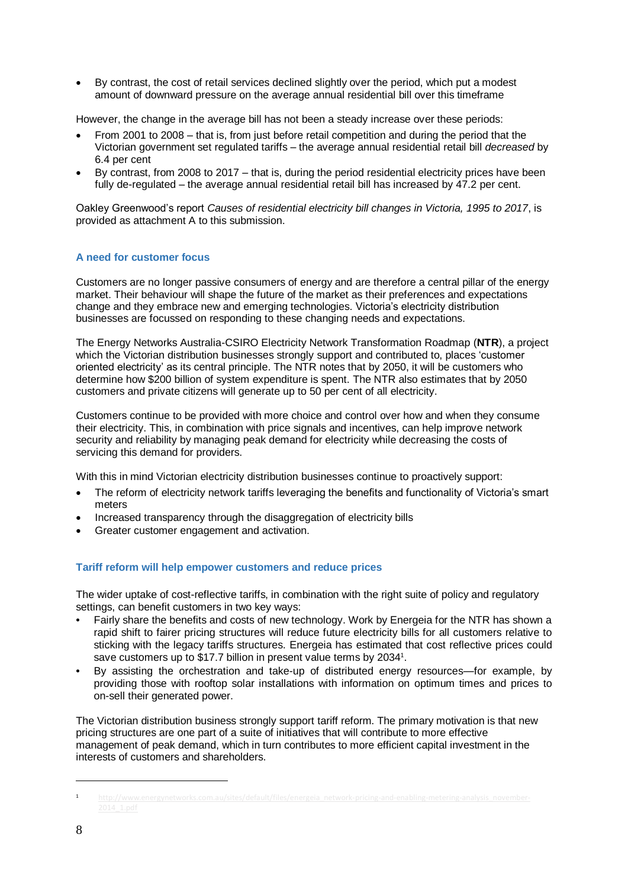- By contrast, the cost of retail services declined slightly over the period, which put a modest amount of downward pressure on the average annual residential bill over this timeframe

However, the change in the average bill has not been a steady increase over these periods:

- From 2001 to 2008 – that is, from just before retail competition and during the period that the Victorian government set regulated tariffs – the average annual residential retail bill *decreased* by 6.4 per cent
- By contrast, from 2008 to 2017 – that is, during the period residential electricity prices have been fully de-regulated – the average annual residential retail bill has increased by 47.2 per cent.

Oakley Greenwood's report *Causes of residential electricity bill changes in Victoria, 1995 to 2017*, is provided as attachment A to this submission.

### A need for customer focus

Customers are no longer passive consumers of energy and are therefore a central pillar of the energy market. Their behaviour will shape the future of the market as their preferences and expectations change and they embrace new and emerging technologies. Victoria's electricity distribution businesses are focussed on responding to these changing needs and expectations.

The Energy Networks Australia-CSIRO Electricity Network Transformation Roadmap (**NTR**), a project which the Victorian distribution businesses strongly support and contributed to, places 'customer oriented electricity' as its central principle. The NTR notes that by 2050, it will be customers who determine how $200 billion of system expenditure is spent. The NTR also estimates that by 2050 customers and private citizens will generate up to 50 per cent of all electricity.

Customers continue to be provided with more choice and control over how and when they consume their electricity. This, in combination with price signals and incentives, can help improve network security and reliability by managing peak demand for electricity while decreasing the costs of servicing this demand for providers.

With this in mind Victorian electricity distribution businesses continue to proactively support:

- The reform of electricity network tariffs leveraging the benefits and functionality of Victoria's smart meters
- Increased transparency through the disaggregation of electricity bills
- Greater customer engagement and activation.

### Tariff reform will help empower customers and reduce prices

The wider uptake of cost-reflective tariffs, in combination with the right suite of policy and regulatory settings, can benefit customers in two key ways:

- Fairly share the benefits and costs of new technology. Work by Energeia for the NTR has shown a rapid shift to fairer pricing structures will reduce future electricity bills for all customers relative to sticking with the legacy tariffs structures. Energeia has estimated that cost reflective prices could save customers up to $17.7 billion in present value terms by 2034[1].
- By assisting the orchestration and take-up of distributed energy resources—for example, by providing those with rooftop solar installations with information on optimum times and prices to on-sell their generated power.

The Victorian distribution business strongly support tariff reform. The primary motivation is that new pricing structures are one part of a suite of initiatives that will contribute to more effective management of peak demand, which in turn contributes to more efficient capital investment in the interests of customers and shareholders.

[1] http://www.energynetworks.com.au/sites/default/files/energeia_network-pricing-and-enabling-metering-analysis_november-2014_1.pdf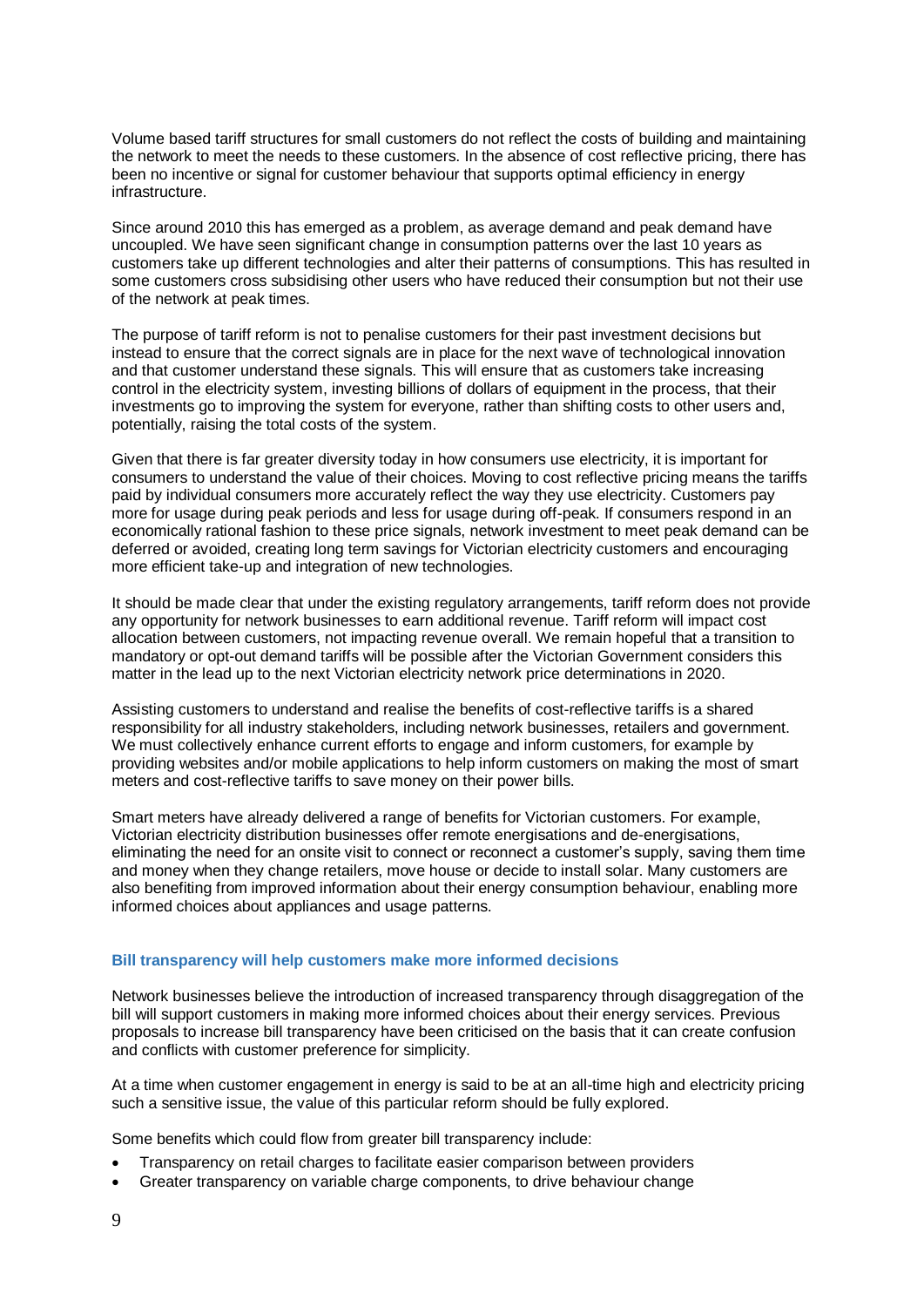Volume based tariff structures for small customers do not reflect the costs of building and maintaining the network to meet the needs to these customers. In the absence of cost reflective pricing, there has been no incentive or signal for customer behaviour that supports optimal efficiency in energy infrastructure.

Since around 2010 this has emerged as a problem, as average demand and peak demand have uncoupled. We have seen significant change in consumption patterns over the last 10 years as customers take up different technologies and alter their patterns of consumptions. This has resulted in some customers cross subsidising other users who have reduced their consumption but not their use of the network at peak times.

The purpose of tariff reform is not to penalise customers for their past investment decisions but instead to ensure that the correct signals are in place for the next wave of technological innovation and that customer understand these signals. This will ensure that as customers take increasing control in the electricity system, investing billions of dollars of equipment in the process, that their investments go to improving the system for everyone, rather than shifting costs to other users and, potentially, raising the total costs of the system.

Given that there is far greater diversity today in how consumers use electricity, it is important for consumers to understand the value of their choices. Moving to cost reflective pricing means the tariffs paid by individual consumers more accurately reflect the way they use electricity. Customers pay more for usage during peak periods and less for usage during off-peak. If consumers respond in an economically rational fashion to these price signals, network investment to meet peak demand can be deferred or avoided, creating long term savings for Victorian electricity customers and encouraging more efficient take-up and integration of new technologies.

It should be made clear that under the existing regulatory arrangements, tariff reform does not provide any opportunity for network businesses to earn additional revenue. Tariff reform will impact cost allocation between customers, not impacting revenue overall. We remain hopeful that a transition to mandatory or opt-out demand tariffs will be possible after the Victorian Government considers this matter in the lead up to the next Victorian electricity network price determinations in 2020.

Assisting customers to understand and realise the benefits of cost-reflective tariffs is a shared responsibility for all industry stakeholders, including network businesses, retailers and government. We must collectively enhance current efforts to engage and inform customers, for example by providing websites and/or mobile applications to help inform customers on making the most of smart meters and cost-reflective tariffs to save money on their power bills.

Smart meters have already delivered a range of benefits for Victorian customers. For example, Victorian electricity distribution businesses offer remote energisations and de-energisations, eliminating the need for an onsite visit to connect or reconnect a customer's supply, saving them time and money when they change retailers, move house or decide to install solar. Many customers are also benefiting from improved information about their energy consumption behaviour, enabling more informed choices about appliances and usage patterns.

### Bill transparency will help customers make more informed decisions

Network businesses believe the introduction of increased transparency through disaggregation of the bill will support customers in making more informed choices about their energy services. Previous proposals to increase bill transparency have been criticised on the basis that it can create confusion and conflicts with customer preference for simplicity.

At a time when customer engagement in energy is said to be at an all-time high and electricity pricing such a sensitive issue, the value of this particular reform should be fully explored.

Some benefits which could flow from greater bill transparency include:

- Transparency on retail charges to facilitate easier comparison between providers
- Greater transparency on variable charge components, to drive behaviour change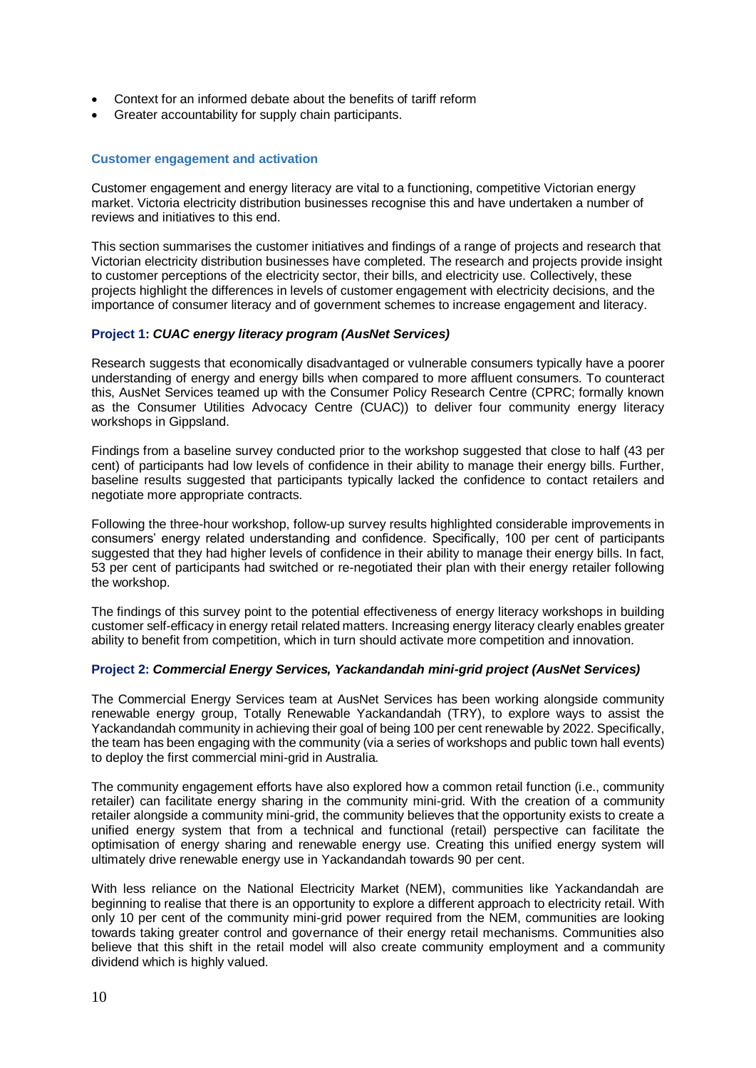- Context for an informed debate about the benefits of tariff reform
- Greater accountability for supply chain participants.

### Customer engagement and activation

Customer engagement and energy literacy are vital to a functioning, competitive Victorian energy market. Victoria electricity distribution businesses recognise this and have undertaken a number of reviews and initiatives to this end.

This section summarises the customer initiatives and findings of a range of projects and research that Victorian electricity distribution businesses have completed. The research and projects provide insight to customer perceptions of the electricity sector, their bills, and electricity use. Collectively, these projects highlight the differences in levels of customer engagement with electricity decisions, and the importance of consumer literacy and of government schemes to increase engagement and literacy.

#### Project 1: *CUAC energy literacy program (AusNet Services)*

Research suggests that economically disadvantaged or vulnerable consumers typically have a poorer understanding of energy and energy bills when compared to more affluent consumers. To counteract this, AusNet Services teamed up with the Consumer Policy Research Centre (CPRC; formally known as the Consumer Utilities Advocacy Centre (CUAC)) to deliver four community energy literacy workshops in Gippsland.

Findings from a baseline survey conducted prior to the workshop suggested that close to half (43 per cent) of participants had low levels of confidence in their ability to manage their energy bills. Further, baseline results suggested that participants typically lacked the confidence to contact retailers and negotiate more appropriate contracts.

Following the three-hour workshop, follow-up survey results highlighted considerable improvements in consumers' energy related understanding and confidence. Specifically, 100 per cent of participants suggested that they had higher levels of confidence in their ability to manage their energy bills. In fact, 53 per cent of participants had switched or re-negotiated their plan with their energy retailer following the workshop.

The findings of this survey point to the potential effectiveness of energy literacy workshops in building customer self-efficacy in energy retail related matters. Increasing energy literacy clearly enables greater ability to benefit from competition, which in turn should activate more competition and innovation.

#### Project 2: *Commercial Energy Services, Yackandandah mini-grid project (AusNet Services)*

The Commercial Energy Services team at AusNet Services has been working alongside community renewable energy group, Totally Renewable Yackandandah (TRY), to explore ways to assist the Yackandandah community in achieving their goal of being 100 per cent renewable by 2022. Specifically, the team has been engaging with the community (via a series of workshops and public town hall events) to deploy the first commercial mini-grid in Australia.

The community engagement efforts have also explored how a common retail function (i.e., community retailer) can facilitate energy sharing in the community mini-grid. With the creation of a community retailer alongside a community mini-grid, the community believes that the opportunity exists to create a unified energy system that from a technical and functional (retail) perspective can facilitate the optimisation of energy sharing and renewable energy use. Creating this unified energy system will ultimately drive renewable energy use in Yackandandah towards 90 per cent.

With less reliance on the National Electricity Market (NEM), communities like Yackandandah are beginning to realise that there is an opportunity to explore a different approach to electricity retail. With only 10 per cent of the community mini-grid power required from the NEM, communities are looking towards taking greater control and governance of their energy retail mechanisms. Communities also believe that this shift in the retail model will also create community employment and a community dividend which is highly valued.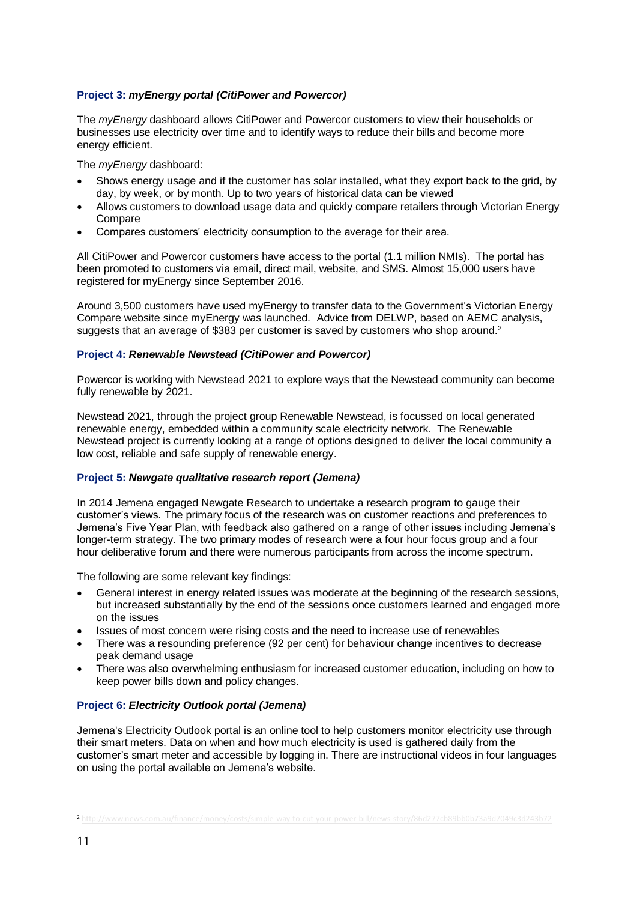### Project 3: *myEnergy portal (CitiPower and Powercor)*

The *myEnergy* dashboard allows CitiPower and Powercor customers to view their households or businesses use electricity over time and to identify ways to reduce their bills and become more energy efficient.

The *myEnergy* dashboard:

- Shows energy usage and if the customer has solar installed, what they export back to the grid, by day, by week, or by month. Up to two years of historical data can be viewed
- Allows customers to download usage data and quickly compare retailers through Victorian Energy Compare
- Compares customers' electricity consumption to the average for their area.

All CitiPower and Powercor customers have access to the portal (1.1 million NMIs). The portal has been promoted to customers via email, direct mail, website, and SMS. Almost 15,000 users have registered for myEnergy since September 2016.

Around 3,500 customers have used myEnergy to transfer data to the Government's Victorian Energy Compare website since myEnergy was launched. Advice from DELWP, based on AEMC analysis, suggests that an average of $383 per customer is saved by customers who shop around.[2]

### Project 4: *Renewable Newstead (CitiPower and Powercor)*

Powercor is working with Newstead 2021 to explore ways that the Newstead community can become fully renewable by 2021.

Newstead 2021, through the project group Renewable Newstead, is focussed on local generated renewable energy, embedded within a community scale electricity network. The Renewable Newstead project is currently looking at a range of options designed to deliver the local community a low cost, reliable and safe supply of renewable energy.

### Project 5: *Newgate qualitative research report (Jemena)*

In 2014 Jemena engaged Newgate Research to undertake a research program to gauge their customer's views. The primary focus of the research was on customer reactions and preferences to Jemena's Five Year Plan, with feedback also gathered on a range of other issues including Jemena's longer-term strategy. The two primary modes of research were a four hour focus group and a four hour deliberative forum and there were numerous participants from across the income spectrum.

The following are some relevant key findings:

- General interest in energy related issues was moderate at the beginning of the research sessions, but increased substantially by the end of the sessions once customers learned and engaged more on the issues
- Issues of most concern were rising costs and the need to increase use of renewables
- There was a resounding preference (92 per cent) for behaviour change incentives to decrease peak demand usage
- There was also overwhelming enthusiasm for increased customer education, including on how to keep power bills down and policy changes.

### Project 6: *Electricity Outlook portal (Jemena)*

Jemena's Electricity Outlook portal is an online tool to help customers monitor electricity use through their smart meters. Data on when and how much electricity is used is gathered daily from the customer's smart meter and accessible by logging in. There are instructional videos in four languages on using the portal available on Jemena's website.

---

[2] http://www.news.com.au/finance/money/costs/simple-way-to-cut-your-power-bill/news-story/86d277cb89bb0b73a9d7049c3d243b72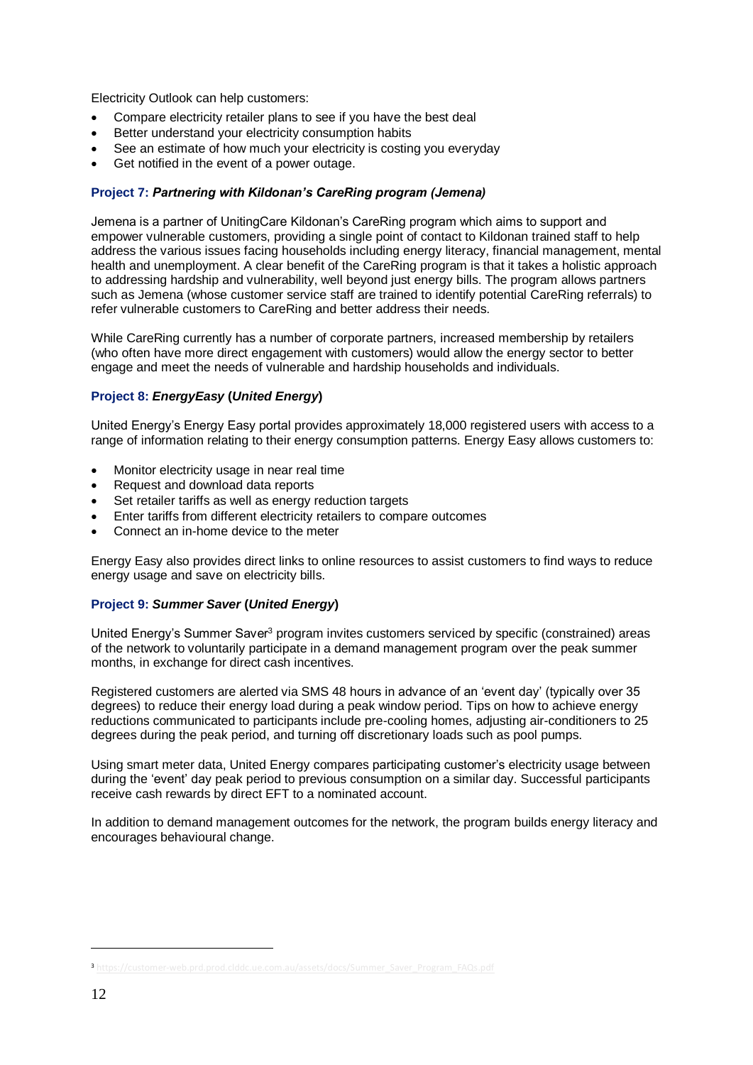Electricity Outlook can help customers:

- Compare electricity retailer plans to see if you have the best deal
- Better understand your electricity consumption habits
- See an estimate of how much your electricity is costing you everyday
- Get notified in the event of a power outage.

### Project 7: *Partnering with Kildonan's CareRing program (Jemena)*

Jemena is a partner of UnitingCare Kildonan's CareRing program which aims to support and empower vulnerable customers, providing a single point of contact to Kildonan trained staff to help address the various issues facing households including energy literacy, financial management, mental health and unemployment. A clear benefit of the CareRing program is that it takes a holistic approach to addressing hardship and vulnerability, well beyond just energy bills. The program allows partners such as Jemena (whose customer service staff are trained to identify potential CareRing referrals) to refer vulnerable customers to CareRing and better address their needs.

While CareRing currently has a number of corporate partners, increased membership by retailers (who often have more direct engagement with customers) would allow the energy sector to better engage and meet the needs of vulnerable and hardship households and individuals.

### Project 8: *EnergyEasy* (*United Energy*)

United Energy's Energy Easy portal provides approximately 18,000 registered users with access to a range of information relating to their energy consumption patterns. Energy Easy allows customers to:

- Monitor electricity usage in near real time
- Request and download data reports
- Set retailer tariffs as well as energy reduction targets
- Enter tariffs from different electricity retailers to compare outcomes
- Connect an in-home device to the meter

Energy Easy also provides direct links to online resources to assist customers to find ways to reduce energy usage and save on electricity bills.

### Project 9: *Summer Saver* (*United Energy*)

United Energy's Summer Saver[3] program invites customers serviced by specific (constrained) areas of the network to voluntarily participate in a demand management program over the peak summer months, in exchange for direct cash incentives.

Registered customers are alerted via SMS 48 hours in advance of an 'event day' (typically over 35 degrees) to reduce their energy load during a peak window period. Tips on how to achieve energy reductions communicated to participants include pre-cooling homes, adjusting air-conditioners to 25 degrees during the peak period, and turning off discretionary loads such as pool pumps.

Using smart meter data, United Energy compares participating customer's electricity usage between during the 'event' day peak period to previous consumption on a similar day. Successful participants receive cash rewards by direct EFT to a nominated account.

In addition to demand management outcomes for the network, the program builds energy literacy and encourages behavioural change.

[3] https://customer-web.prd.prod.clddc.ue.com.au/assets/docs/Summer_Saver_Program_FAQs.pdf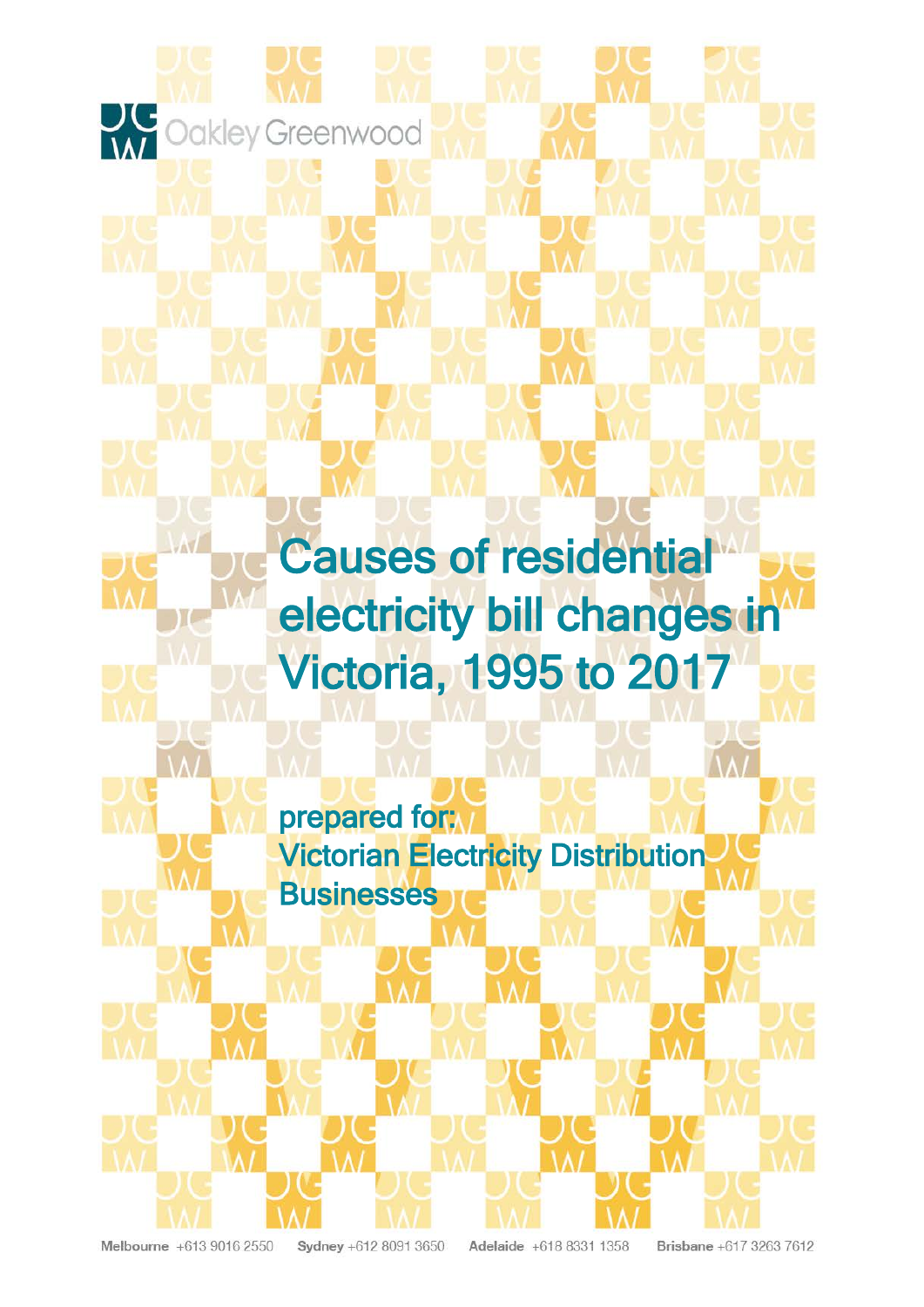Oakley Greenwood

# Causes of residential electricity bill changes in Victoria, 1995 to 2017

**prepared for:**
**Victorian Electricity Distribution Businesses**

**Melbourne** +613 9016 2550 **Sydney** +612 8091 3650 **Adelaide** +618 8331 1358 **Brisbane** +617 3263 7612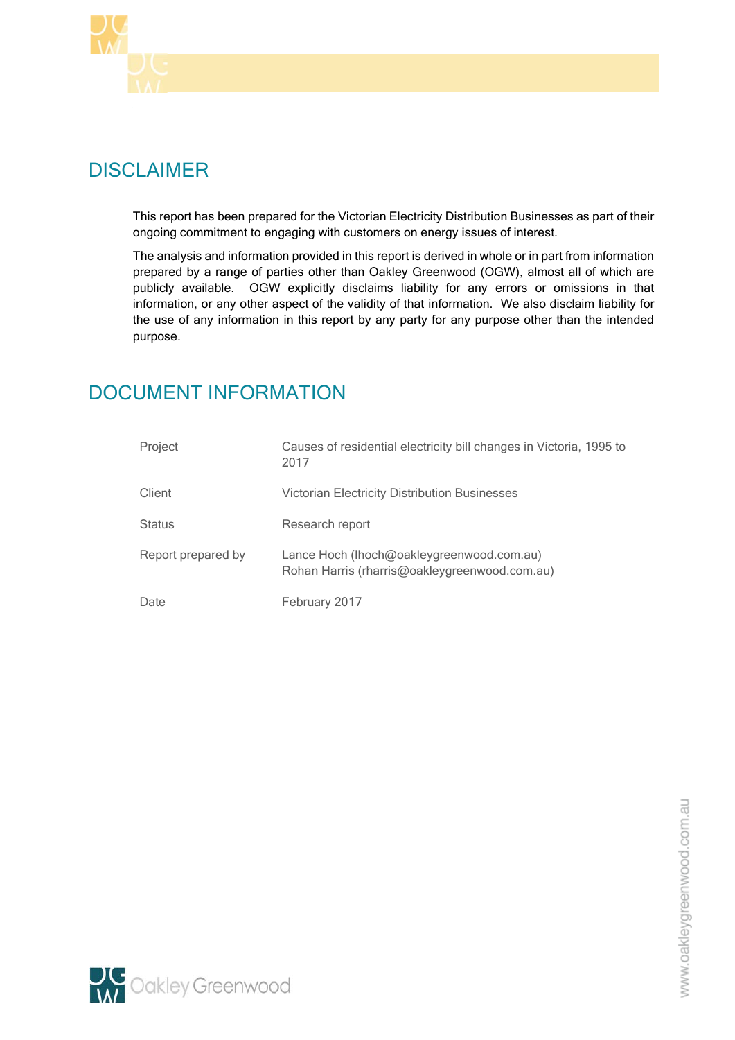# DISCLAIMER

This report has been prepared for the Victorian Electricity Distribution Businesses as part of their ongoing commitment to engaging with customers on energy issues of interest.

The analysis and information provided in this report is derived in whole or in part from information prepared by a range of parties other than Oakley Greenwood (OGW), almost all of which are publicly available. OGW explicitly disclaims liability for any errors or omissions in that information, or any other aspect of the validity of that information. We also disclaim liability for the use of any information in this report by any party for any purpose other than the intended purpose.

# DOCUMENT INFORMATION

| | |
|---|---|
| Project | Causes of residential electricity bill changes in Victoria, 1995 to 2017 |
| Client | Victorian Electricity Distribution Businesses |
| Status | Research report |
| Report prepared by | Lance Hoch (lhoch@oakleygreenwood.com.au)<br>Rohan Harris (rharris@oakleygreenwood.com.au) |
| Date | February 2017 |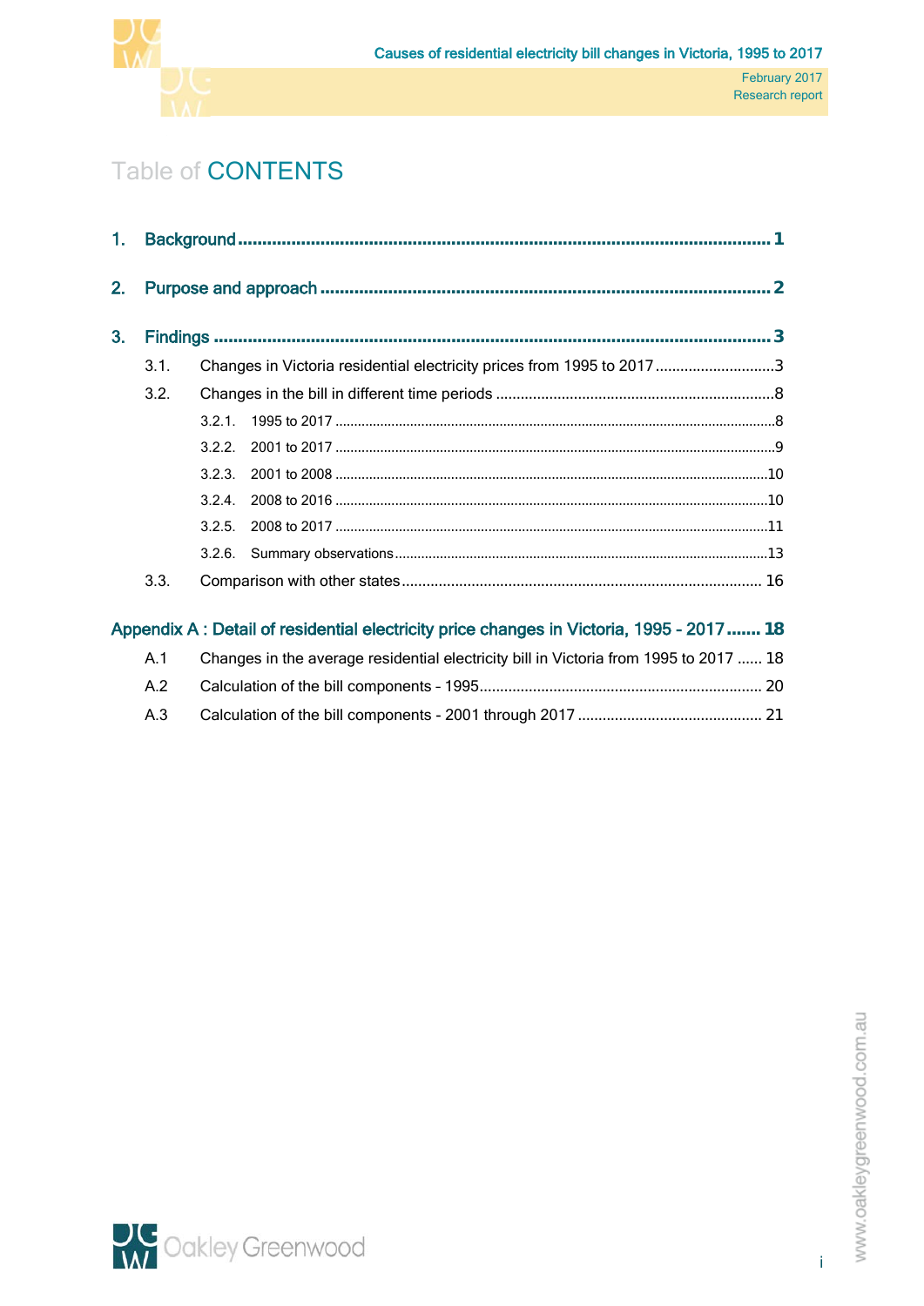# Table of CONTENTS

1. Background ........................................................................................................ 1

2. Purpose and approach ........................................................................................ 2

3. Findings ............................................................................................................ 3

   3.1. Changes in Victoria residential electricity prices from 1995 to 2017 .............................3

   3.2. Changes in the bill in different time periods ....................................................................8

      3.2.1. 1995 to 2017 ....................................................................................................8

      3.2.2. 2001 to 2017 ....................................................................................................9

      3.2.3. 2001 to 2008 ....................................................................................................10

      3.2.4. 2008 to 2016 ....................................................................................................10

      3.2.5. 2008 to 2017 ....................................................................................................11

      3.2.6. Summary observations ....................................................................................13

   3.3. Comparison with other states ........................................................................................ 16

Appendix A : Detail of residential electricity price changes in Victoria, 1995 - 2017 ....... 18

   A.1 Changes in the average residential electricity bill in Victoria from 1995 to 2017 ...... 18

   A.2 Calculation of the bill components - 1995..................................................................... 20

   A.3 Calculation of the bill components - 2001 through 2017 ............................................. 21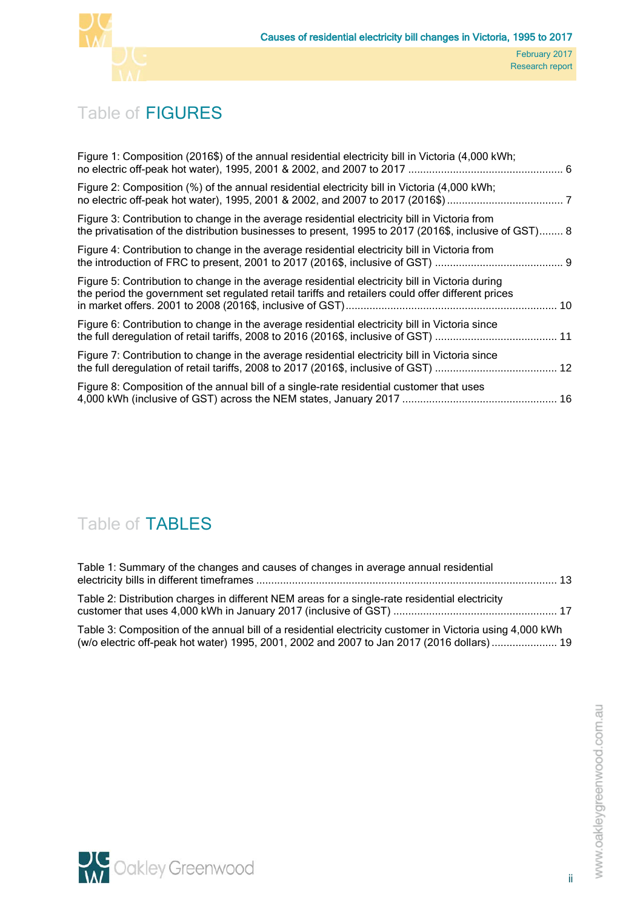# Table of FIGURES

Figure 1: Composition (2016$) of the annual residential electricity bill in Victoria (4,000 kWh; no electric off-peak hot water), 1995, 2001 & 2002, and 2007 to 2017 .................................................... 6

Figure 2: Composition (%) of the annual residential electricity bill in Victoria (4,000 kWh; no electric off-peak hot water), 1995, 2001 & 2002, and 2007 to 2017 (2016$) ....................................... 7

Figure 3: Contribution to change in the average residential electricity bill in Victoria from the privatisation of the distribution businesses to present, 1995 to 2017 (2016$, inclusive of GST)........ 8

Figure 4: Contribution to change in the average residential electricity bill in Victoria from the introduction of FRC to present, 2001 to 2017 (2016$, inclusive of GST) ........................................... 9

Figure 5: Contribution to change in the average residential electricity bill in Victoria during the period the government set regulated retail tariffs and retailers could offer different prices in market offers. 2001 to 2008 (2016$, inclusive of GST)...................................................................... 10

Figure 6: Contribution to change in the average residential electricity bill in Victoria since the full deregulation of retail tariffs, 2008 to 2016 (2016$, inclusive of GST) ......................................... 11

Figure 7: Contribution to change in the average residential electricity bill in Victoria since the full deregulation of retail tariffs, 2008 to 2017 (2016$, inclusive of GST) ......................................... 12

Figure 8: Composition of the annual bill of a single-rate residential customer that uses 4,000 kWh (inclusive of GST) across the NEM states, January 2017 .................................................... 16

# Table of TABLES

Table 1: Summary of the changes and causes of changes in average annual residential electricity bills in different timeframes .................................................................................................... 13

Table 2: Distribution charges in different NEM areas for a single-rate residential electricity customer that uses 4,000 kWh in January 2017 (inclusive of GST) ...................................................... 17

Table 3: Composition of the annual bill of a residential electricity customer in Victoria using 4,000 kWh (w/o electric off-peak hot water) 1995, 2001, 2002 and 2007 to Jan 2017 (2016 dollars) ...................... 19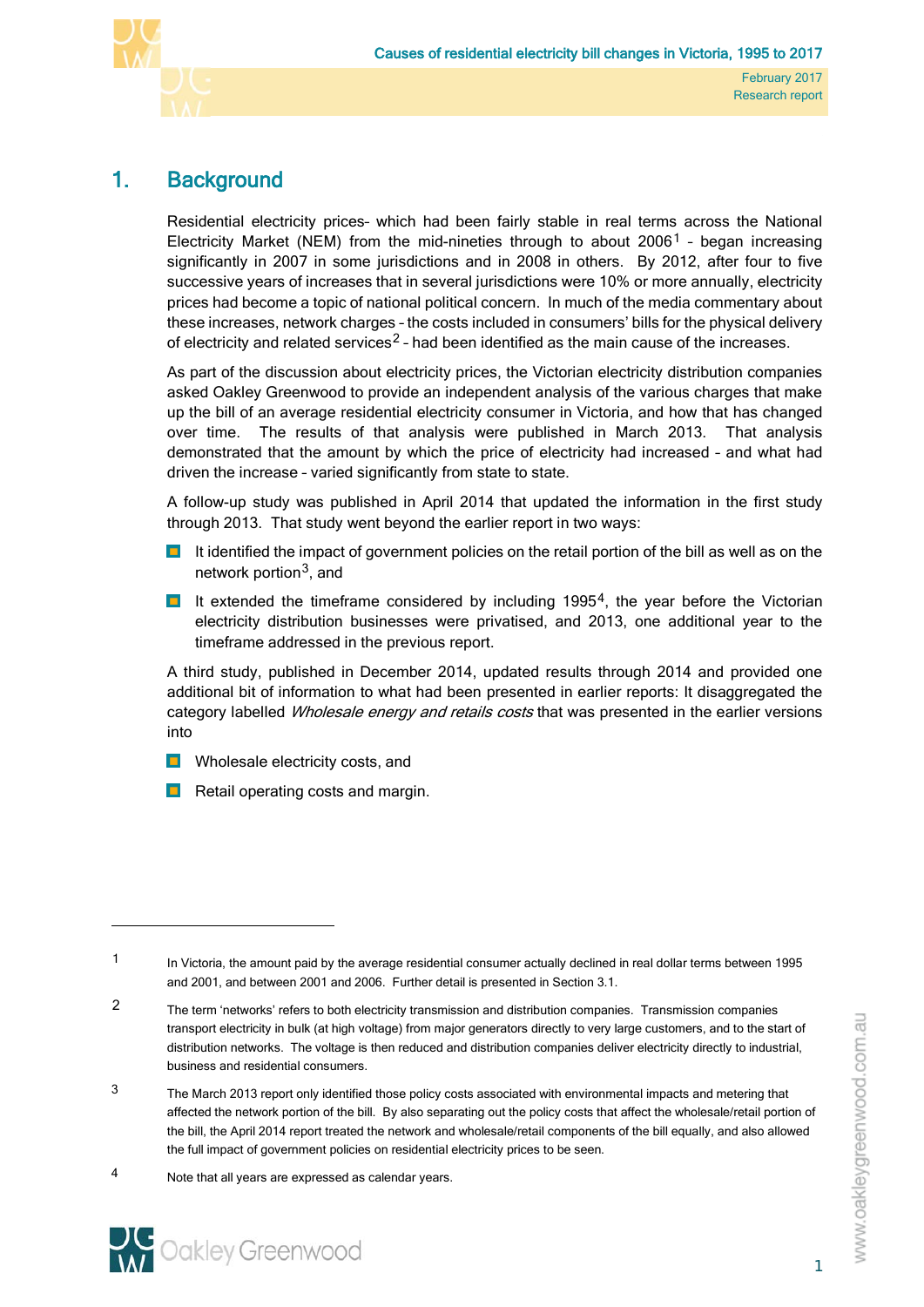# 1. Background

Residential electricity prices- which had been fairly stable in real terms across the National Electricity Market (NEM) from the mid-nineties through to about 2006[1] – began increasing significantly in 2007 in some jurisdictions and in 2008 in others. By 2012, after four to five successive years of increases that in several jurisdictions were 10% or more annually, electricity prices had become a topic of national political concern. In much of the media commentary about these increases, network charges – the costs included in consumers' bills for the physical delivery of electricity and related services[2] – had been identified as the main cause of the increases.

As part of the discussion about electricity prices, the Victorian electricity distribution companies asked Oakley Greenwood to provide an independent analysis of the various charges that make up the bill of an average residential electricity consumer in Victoria, and how that has changed over time. The results of that analysis were published in March 2013. That analysis demonstrated that the amount by which the price of electricity had increased – and what had driven the increase – varied significantly from state to state.

A follow-up study was published in April 2014 that updated the information in the first study through 2013. That study went beyond the earlier report in two ways:

- It identified the impact of government policies on the retail portion of the bill as well as on the network portion[3], and
- It extended the timeframe considered by including 1995[4], the year before the Victorian electricity distribution businesses were privatised, and 2013, one additional year to the timeframe addressed in the previous report.

A third study, published in December 2014, updated results through 2014 and provided one additional bit of information to what had been presented in earlier reports: It disaggregated the category labelled *Wholesale energy and retails costs* that was presented in the earlier versions into

- Wholesale electricity costs, and
- Retail operating costs and margin.

---

1 In Victoria, the amount paid by the average residential consumer actually declined in real dollar terms between 1995 and 2001, and between 2001 and 2006. Further detail is presented in Section 3.1.

2 The term 'networks' refers to both electricity transmission and distribution companies. Transmission companies transport electricity in bulk (at high voltage) from major generators directly to very large customers, and to the start of distribution networks. The voltage is then reduced and distribution companies deliver electricity directly to industrial, business and residential consumers.

3 The March 2013 report only identified those policy costs associated with environmental impacts and metering that affected the network portion of the bill. By also separating out the policy costs that affect the wholesale/retail portion of the bill, the April 2014 report treated the network and wholesale/retail components of the bill equally, and also allowed the full impact of government policies on residential electricity prices to be seen.

4 Note that all years are expressed as calendar years.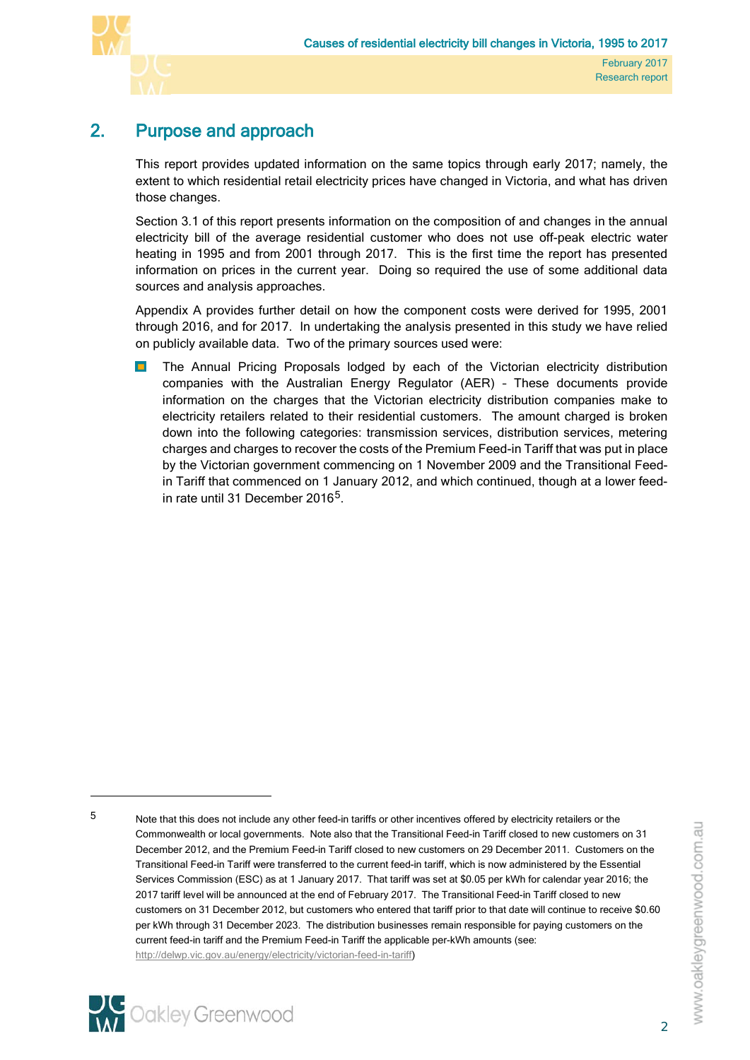## 2. Purpose and approach

This report provides updated information on the same topics through early 2017; namely, the extent to which residential retail electricity prices have changed in Victoria, and what has driven those changes.

Section 3.1 of this report presents information on the composition of and changes in the annual electricity bill of the average residential customer who does not use off-peak electric water heating in 1995 and from 2001 through 2017. This is the first time the report has presented information on prices in the current year. Doing so required the use of some additional data sources and analysis approaches.

Appendix A provides further detail on how the component costs were derived for 1995, 2001 through 2016, and for 2017. In undertaking the analysis presented in this study we have relied on publicly available data. Two of the primary sources used were:

- The Annual Pricing Proposals lodged by each of the Victorian electricity distribution companies with the Australian Energy Regulator (AER) – These documents provide information on the charges that the Victorian electricity distribution companies make to electricity retailers related to their residential customers. The amount charged is broken down into the following categories: transmission services, distribution services, metering charges and charges to recover the costs of the Premium Feed-in Tariff that was put in place by the Victorian government commencing on 1 November 2009 and the Transitional Feed-in Tariff that commenced on 1 January 2012, and which continued, though at a lower feed-in rate until 31 December 2016[5].

---

[5] Note that this does not include any other feed-in tariffs or other incentives offered by electricity retailers or the Commonwealth or local governments. Note also that the Transitional Feed-in Tariff closed to new customers on 31 December 2012, and the Premium Feed-in Tariff closed to new customers on 29 December 2011. Customers on the Transitional Feed-in Tariff were transferred to the current feed-in tariff, which is now administered by the Essential Services Commission (ESC) as at 1 January 2017. That tariff was set at $0.05 per kWh for calendar year 2016; the 2017 tariff level will be announced at the end of February 2017. The Transitional Feed-in Tariff closed to new customers on 31 December 2012, but customers who entered that tariff prior to that date will continue to receive $0.60 per kWh through 31 December 2023. The distribution businesses remain responsible for paying customers on the current feed-in tariff and the Premium Feed-in Tariff the applicable per-kWh amounts (see: http://delwp.vic.gov.au/energy/electricity/victorian-feed-in-tariff)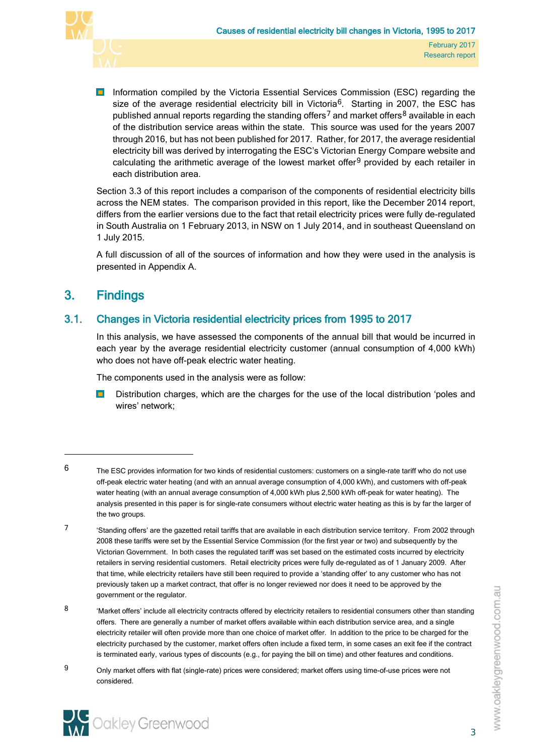- Information compiled by the Victoria Essential Services Commission (ESC) regarding the size of the average residential electricity bill in Victoria[6]. Starting in 2007, the ESC has published annual reports regarding the standing offers[7] and market offers[8] available in each of the distribution service areas within the state. This source was used for the years 2007 through 2016, but has not been published for 2017. Rather, for 2017, the average residential electricity bill was derived by interrogating the ESC's Victorian Energy Compare website and calculating the arithmetic average of the lowest market offer[9] provided by each retailer in each distribution area.

Section 3.3 of this report includes a comparison of the components of residential electricity bills across the NEM states. The comparison provided in this report, like the December 2014 report, differs from the earlier versions due to the fact that retail electricity prices were fully de-regulated in South Australia on 1 February 2013, in NSW on 1 July 2014, and in southeast Queensland on 1 July 2015.

A full discussion of all of the sources of information and how they were used in the analysis is presented in Appendix A.

# 3. Findings

## 3.1. Changes in Victoria residential electricity prices from 1995 to 2017

In this analysis, we have assessed the components of the annual bill that would be incurred in each year by the average residential electricity customer (annual consumption of 4,000 kWh) who does not have off-peak electric water heating.

The components used in the analysis were as follow:

- Distribution charges, which are the charges for the use of the local distribution 'poles and wires' network;

---

6 The ESC provides information for two kinds of residential customers: customers on a single-rate tariff who do not use off-peak electric water heating (and with an annual average consumption of 4,000 kWh), and customers with off-peak water heating (with an annual average consumption of 4,000 kWh plus 2,500 kWh off-peak for water heating). The analysis presented in this paper is for single-rate consumers without electric water heating as this is by far the larger of the two groups.

7 'Standing offers' are the gazetted retail tariffs that are available in each distribution service territory. From 2002 through 2008 these tariffs were set by the Essential Services Commission (for the first year or two) and subsequently by the Victorian Government. In both cases the regulated tariff was set based on the estimated costs incurred by electricity retailers in serving residential customers. Retail electricity prices were fully de-regulated as of 1 January 2009. After that time, while electricity retailers have still been required to provide a 'standing offer' to any customer who has not previously taken up a market contract, that offer is no longer reviewed nor does it need to be approved by the government or the regulator.

8 'Market offers' include all electricity contracts offered by electricity retailers to residential consumers other than standing offers. There are generally a number of market offers available within each distribution service area, and a single electricity retailer will often provide more than one choice of market offer. In addition to the price to be charged for the electricity purchased by the customer, market offers often include a fixed term, in some cases an exit fee if the contract is terminated early, various types of discounts (e.g., for paying the bill on time) and other features and conditions.

9 Only market offers with flat (single-rate) prices were considered; market offers using time-of-use prices were not considered.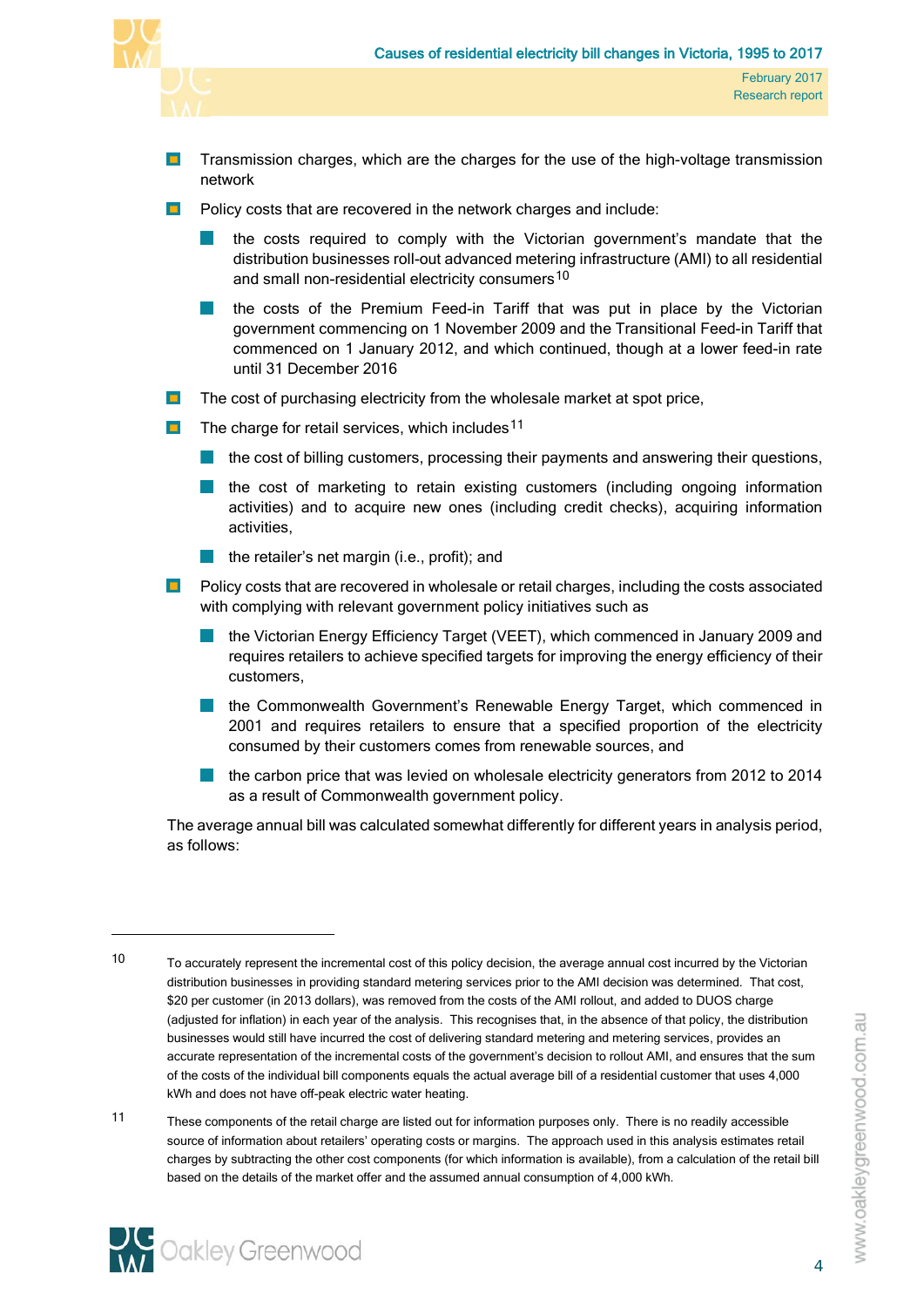- Transmission charges, which are the charges for the use of the high-voltage transmission network
- Policy costs that are recovered in the network charges and include:
  - the costs required to comply with the Victorian government's mandate that the distribution businesses roll-out advanced metering infrastructure (AMI) to all residential and small non-residential electricity consumers[10]
  - the costs of the Premium Feed-in Tariff that was put in place by the Victorian government commencing on 1 November 2009 and the Transitional Feed-in Tariff that commenced on 1 January 2012, and which continued, though at a lower feed-in rate until 31 December 2016
- The cost of purchasing electricity from the wholesale market at spot price,
- The charge for retail services, which includes[11]
  - the cost of billing customers, processing their payments and answering their questions,
  - the cost of marketing to retain existing customers (including ongoing information activities) and to acquire new ones (including credit checks), acquiring information activities,
  - the retailer's net margin (i.e., profit); and
- Policy costs that are recovered in wholesale or retail charges, including the costs associated with complying with relevant government policy initiatives such as
  - the Victorian Energy Efficiency Target (VEET), which commenced in January 2009 and requires retailers to achieve specified targets for improving the energy efficiency of their customers,
  - the Commonwealth Government's Renewable Energy Target, which commenced in 2001 and requires retailers to ensure that a specified proportion of the electricity consumed by their customers comes from renewable sources, and
  - the carbon price that was levied on wholesale electricity generators from 2012 to 2014 as a result of Commonwealth government policy.

The average annual bill was calculated somewhat differently for different years in analysis period, as follows:

---

10 To accurately represent the incremental cost of this policy decision, the average annual cost incurred by the Victorian distribution businesses in providing standard metering services prior to the AMI decision was determined. That cost, $20 per customer (in 2013 dollars), was removed from the costs of the AMI rollout, and added to DUOS charge (adjusted for inflation) in each year of the analysis. This recognises that, in the absence of that policy, the distribution businesses would still have incurred the cost of delivering standard metering and metering services, provides an accurate representation of the incremental costs of the government's decision to rollout AMI, and ensures that the sum of the costs of the individual bill components equals the actual average bill of a residential customer that uses 4,000 kWh and does not have off-peak electric water heating.

11 These components of the retail charge are listed out for information purposes only. There is no readily accessible source of information about retailers' operating costs or margins. The approach used in this analysis estimates retail charges by subtracting the other cost components (for which information is available), from a calculation of the retail bill based on the details of the market offer and the assumed annual consumption of 4,000 kWh.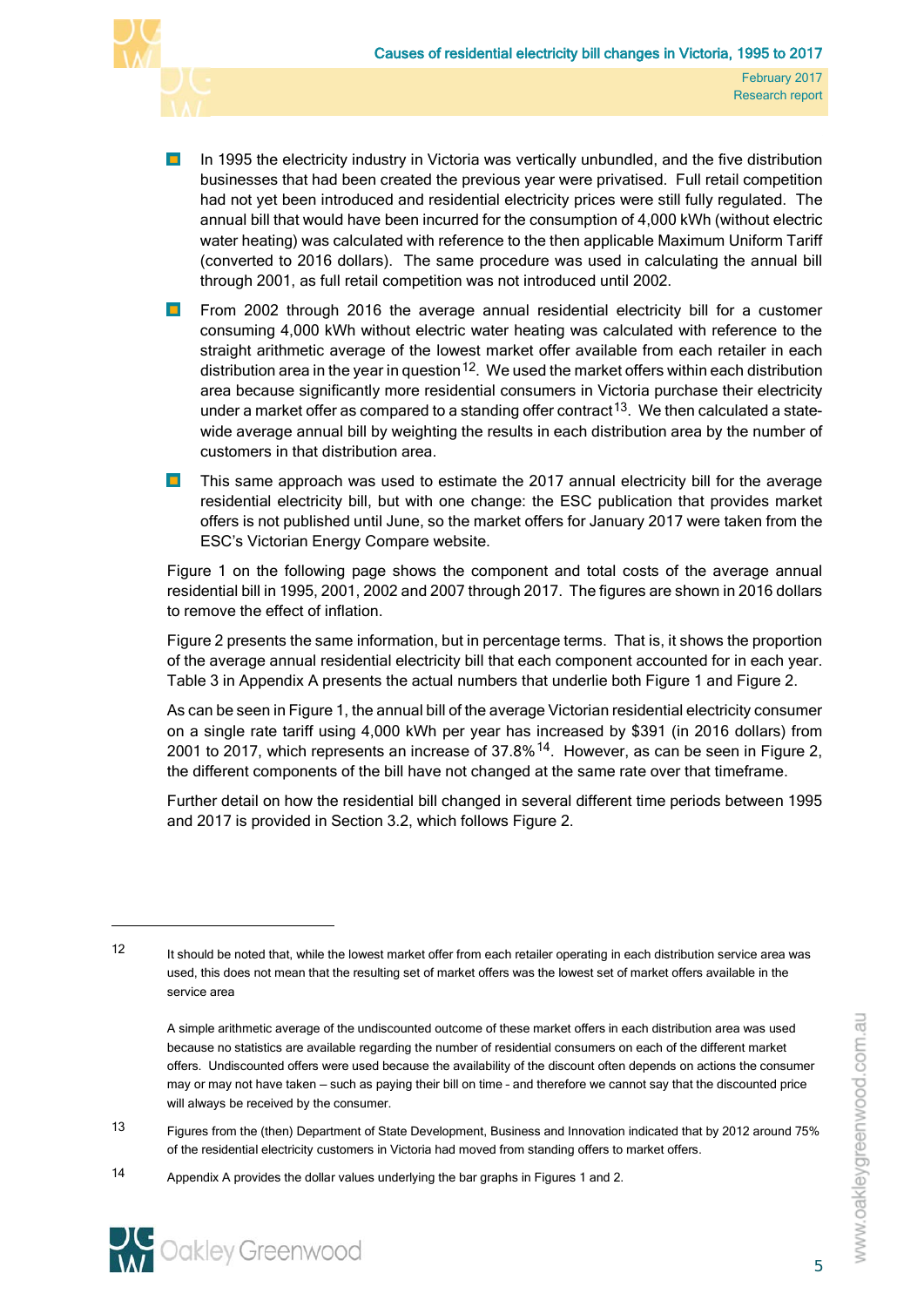- In 1995 the electricity industry in Victoria was vertically unbundled, and the five distribution businesses that had been created the previous year were privatised. Full retail competition had not yet been introduced and residential electricity prices were still fully regulated. The annual bill that would have been incurred for the consumption of 4,000 kWh (without electric water heating) was calculated with reference to the then applicable Maximum Uniform Tariff (converted to 2016 dollars). The same procedure was used in calculating the annual bill through 2001, as full retail competition was not introduced until 2002.
- From 2002 through 2016 the average annual residential electricity bill for a customer consuming 4,000 kWh without electric water heating was calculated with reference to the straight arithmetic average of the lowest market offer available from each retailer in each distribution area in the year in question[12]. We used the market offers within each distribution area because significantly more residential consumers in Victoria purchase their electricity under a market offer as compared to a standing offer contract[13]. We then calculated a state-wide average annual bill by weighting the results in each distribution area by the number of customers in that distribution area.
- This same approach was used to estimate the 2017 annual electricity bill for the average residential electricity bill, but with one change: the ESC publication that provides market offers is not published until June, so the market offers for January 2017 were taken from the ESC's Victorian Energy Compare website.

Figure 1 on the following page shows the component and total costs of the average annual residential bill in 1995, 2001, 2002 and 2007 through 2017. The figures are shown in 2016 dollars to remove the effect of inflation.

Figure 2 presents the same information, but in percentage terms. That is, it shows the proportion of the average annual residential electricity bill that each component accounted for in each year. Table 3 in Appendix A presents the actual numbers that underlie both Figure 1 and Figure 2.

As can be seen in Figure 1, the annual bill of the average Victorian residential electricity consumer on a single rate tariff using 4,000 kWh per year has increased by $391 (in 2016 dollars) from 2001 to 2017, which represents an increase of 37.8%[14]. However, as can be seen in Figure 2, the different components of the bill have not changed at the same rate over that timeframe.

Further detail on how the residential bill changed in several different time periods between 1995 and 2017 is provided in Section 3.2, which follows Figure 2.

---

12 It should be noted that, while the lowest market offer from each retailer operating in each distribution service area was used, this does not mean that the resulting set of market offers was the lowest set of market offers available in the service area

A simple arithmetic average of the undiscounted outcome of these market offers in each distribution area was used because no statistics are available regarding the number of residential consumers on each of the different market offers. Undiscounted offers were used because the availability of the discount often depends on actions the consumer may or may not have taken – such as paying their bill on time - and therefore we cannot say that the discounted price will always be received by the consumer.

13 Figures from the (then) Department of State Development, Business and Innovation indicated that by 2012 around 75% of the residential electricity customers in Victoria had moved from standing offers to market offers.

14 Appendix A provides the dollar values underlying the bar graphs in Figures 1 and 2.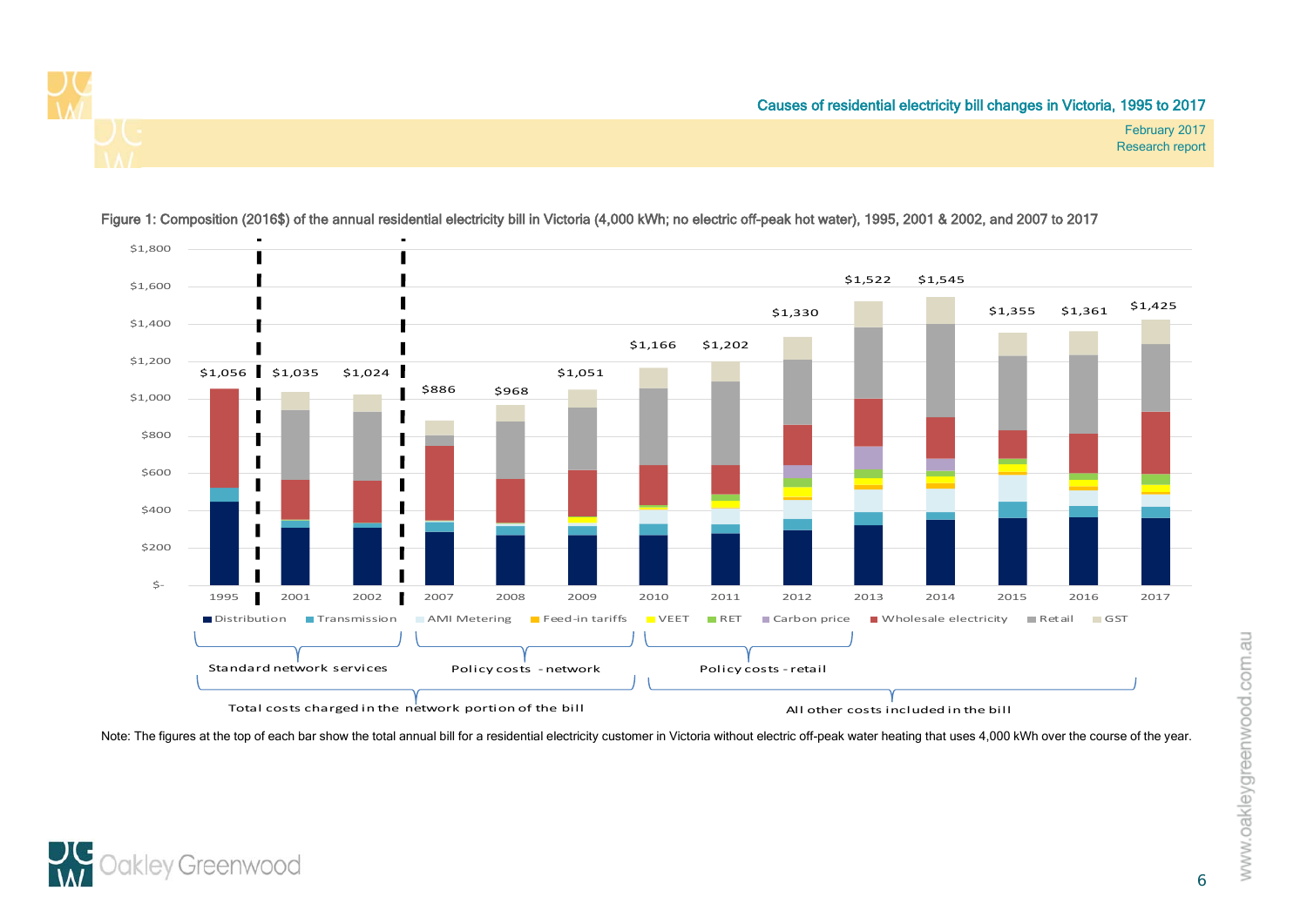Figure 1: Composition (2016$) of the annual residential electricity bill in Victoria (4,000 kWh; no electric off-peak hot water), 1995, 2001 & 2002, and 2007 to 2017

| Year | Total annual bill |
|---|---|
| 1995 | $1,056 |
| 2001 | $1,035 |
| 2002 | $1,024 |
| 2007 | $886 |
| 2008 | $968 |
| 2009 | $1,051 |
| 2010 | $1,166 |
| 2011 | $1,202 |
| 2012 | $1,330 |
| 2013 | $1,522 |
| 2014 | $1,545 |
| 2015 | $1,355 |
| 2016 | $1,361 |
| 2017 | $1,425 |

Legend: Distribution, Transmission, AMI Metering, Feed-in tariffs, VEET, RET, Carbon price, Wholesale electricity, Retail, GST

- Standard network services (Distribution, Transmission)
- Policy costs - network (AMI Metering, Feed-in tariffs)
- Policy costs - retail (VEET, RET, Carbon price)
- Total costs charged in the network portion of the bill (Distribution, Transmission, AMI Metering, Feed-in tariffs)
- All other costs included in the bill (VEET, RET, Carbon price, Wholesale electricity, Retail, GST)

Note: The figures at the top of each bar show the total annual bill for a residential electricity customer in Victoria without electric off-peak water heating that uses 4,000 kWh over the course of the year.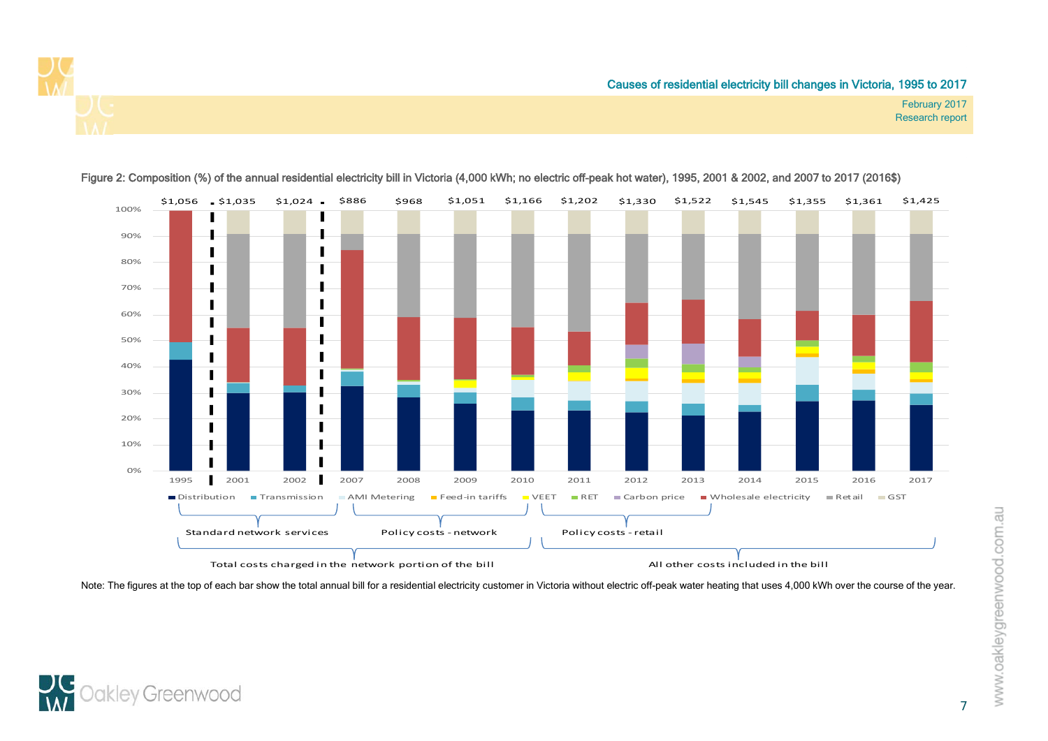Figure 2: Composition (%) of the annual residential electricity bill in Victoria (4,000 kWh; no electric off-peak hot water), 1995, 2001 & 2002, and 2007 to 2017 (2016$)

| Year | 1995 | 2001 | 2002 | 2007 | 2008 | 2009 | 2010 | 2011 | 2012 | 2013 | 2014 | 2015 | 2016 | 2017 |
|---|---|---|---|---|---|---|---|---|---|---|---|---|---|---|
| Total annual bill | $1,056 | $1,035 | $1,024 | $886 | $968 | $1,051 | $1,166 | $1,202 | $1,330 | $1,522 | $1,545 | $1,355 | $1,361 | $1,425 |

Legend: Distribution, Transmission, AMI Metering, Feed-in tariffs, VEET, RET, Carbon price, Wholesale electricity, Retail, GST

- Standard network services (Distribution, Transmission)
- Policy costs - network (AMI Metering, Feed-in tariffs)
- Policy costs - retail (VEET, RET, Carbon price)
- Total costs charged in the network portion of the bill
- All other costs included in the bill

Note: The figures at the top of each bar show the total annual bill for a residential electricity customer in Victoria without electric off-peak water heating that uses 4,000 kWh over the course of the year.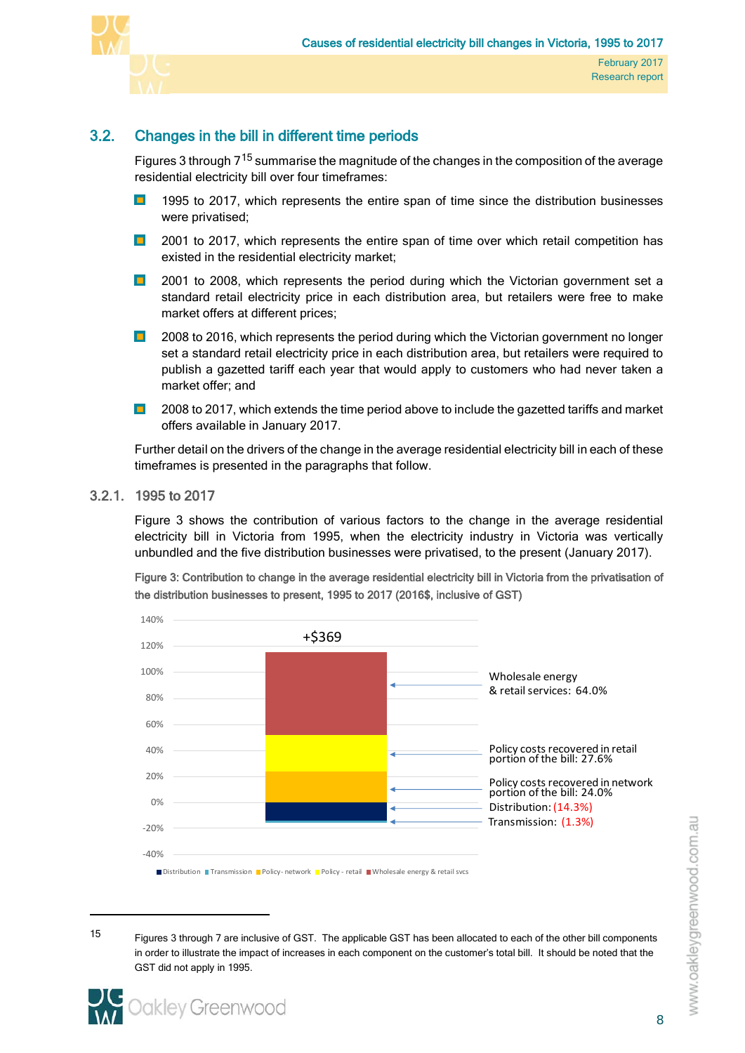## 3.2. Changes in the bill in different time periods

Figures 3 through 7[15] summarise the magnitude of the changes in the composition of the average residential electricity bill over four timeframes:

- 1995 to 2017, which represents the entire span of time since the distribution businesses were privatised;
- 2001 to 2017, which represents the entire span of time over which retail competition has existed in the residential electricity market;
- 2001 to 2008, which represents the period during which the Victorian government set a standard retail electricity price in each distribution area, but retailers were free to make market offers at different prices;
- 2008 to 2016, which represents the period during which the Victorian government no longer set a standard retail electricity price in each distribution area, but retailers were required to publish a gazetted tariff each year that would apply to customers who had never taken a market offer; and
- 2008 to 2017, which extends the time period above to include the gazetted tariffs and market offers available in January 2017.

Further detail on the drivers of the change in the average residential electricity bill in each of these timeframes is presented in the paragraphs that follow.

### 3.2.1. 1995 to 2017

Figure 3 shows the contribution of various factors to the change in the average residential electricity bill in Victoria from 1995, when the electricity industry in Victoria was vertically unbundled and the five distribution businesses were privatised, to the present (January 2017).

**Figure 3: Contribution to change in the average residential electricity bill in Victoria from the privatisation of the distribution businesses to present, 1995 to 2017 (2016$, inclusive of GST)**

+$369

- Wholesale energy & retail services: 64.0%
- Policy costs recovered in retail portion of the bill: 27.6%
- Policy costs recovered in network portion of the bill: 24.0%
- Distribution: (14.3%)
- Transmission: (1.3%)

Legend: Distribution, Transmission, Policy - network, Policy - retail, Wholesale energy & retail svcs

[15] Figures 3 through 7 are inclusive of GST. The applicable GST has been allocated to each of the other bill components in order to illustrate the impact of increases in each component on the customer's total bill. It should be noted that the GST did not apply in 1995.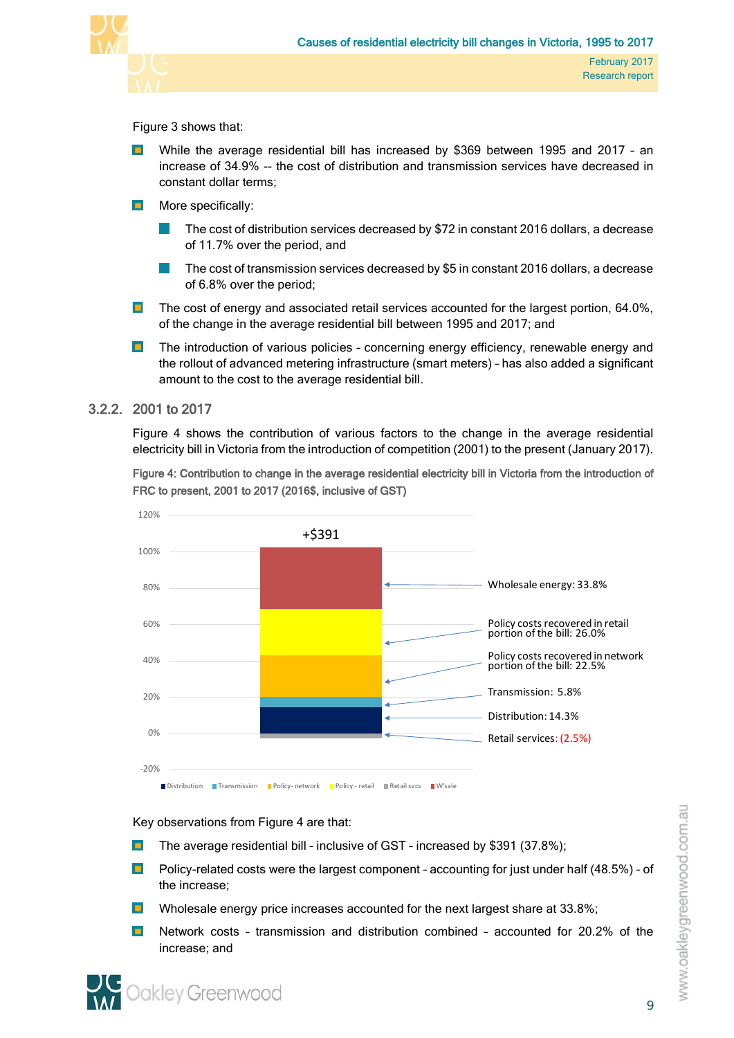Figure 3 shows that:

- While the average residential bill has increased by $369 between 1995 and 2017 – an increase of 34.9% -- the cost of distribution and transmission services have decreased in constant dollar terms;
- More specifically:
  - The cost of distribution services decreased by $72 in constant 2016 dollars, a decrease of 11.7% over the period, and
  - The cost of transmission services decreased by $5 in constant 2016 dollars, a decrease of 6.8% over the period;
- The cost of energy and associated retail services accounted for the largest portion, 64.0%, of the change in the average residential bill between 1995 and 2017; and
- The introduction of various policies – concerning energy efficiency, renewable energy and the rollout of advanced metering infrastructure (smart meters) – has also added a significant amount to the cost to the average residential bill.

### 3.2.2. 2001 to 2017

Figure 4 shows the contribution of various factors to the change in the average residential electricity bill in Victoria from the introduction of competition (2001) to the present (January 2017).

**Figure 4: Contribution to change in the average residential electricity bill in Victoria from the introduction of FRC to present, 2001 to 2017 (2016$, inclusive of GST)**

+$391

- Wholesale energy: 33.8%
- Policy costs recovered in retail portion of the bill: 26.0%
- Policy costs recovered in network portion of the bill: 22.5%
- Transmission: 5.8%
- Distribution: 14.3%
- Retail services: (2.5%)

Key observations from Figure 4 are that:

- The average residential bill – inclusive of GST – increased by $391 (37.8%);
- Policy-related costs were the largest component – accounting for just under half (48.5%) – of the increase;
- Wholesale energy price increases accounted for the next largest share at 33.8%;
- Network costs – transmission and distribution combined – accounted for 20.2% of the increase; and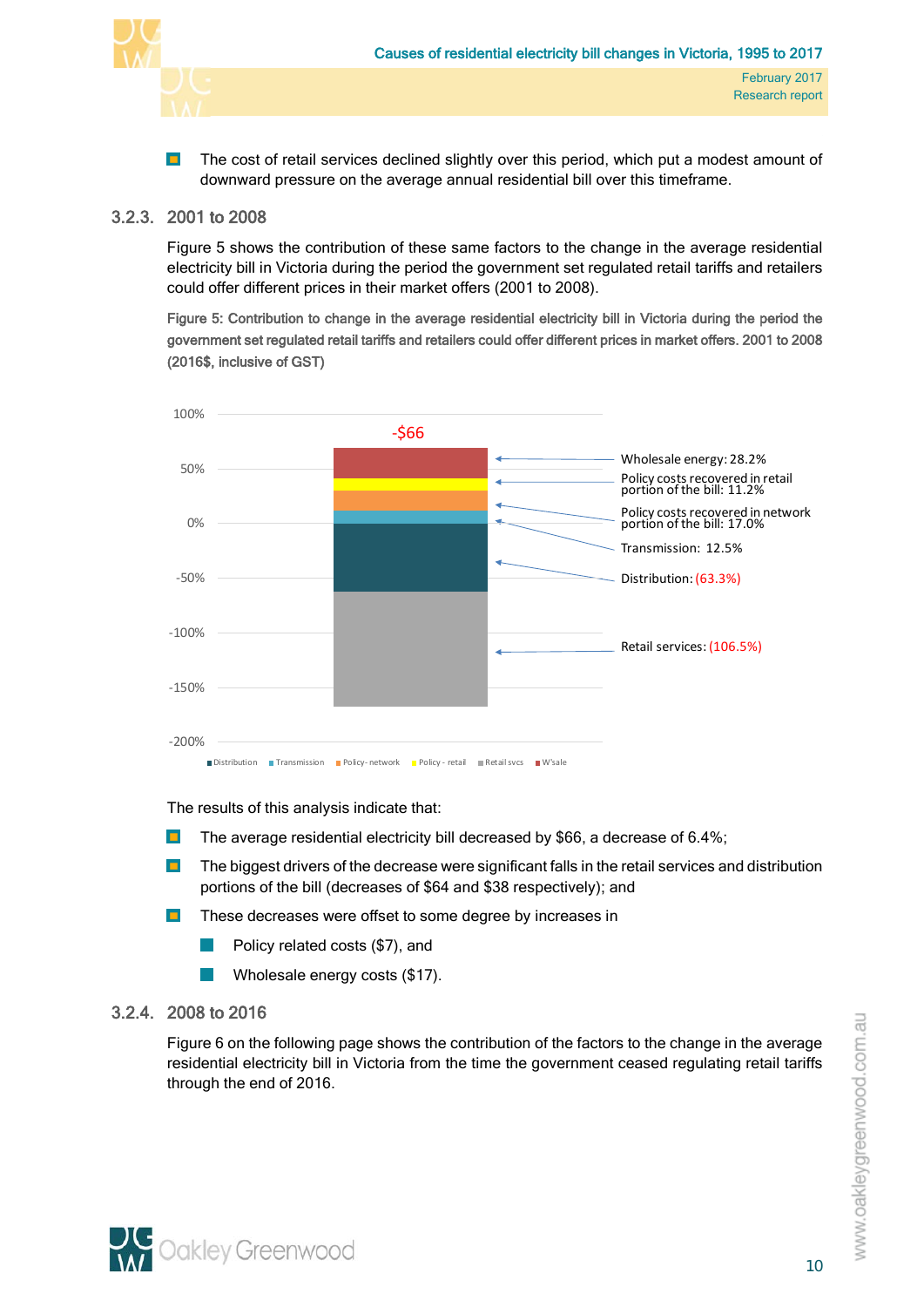- The cost of retail services declined slightly over this period, which put a modest amount of downward pressure on the average annual residential bill over this timeframe.

### 3.2.3. 2001 to 2008

Figure 5 shows the contribution of these same factors to the change in the average residential electricity bill in Victoria during the period the government set regulated retail tariffs and retailers could offer different prices in their market offers (2001 to 2008).

**Figure 5: Contribution to change in the average residential electricity bill in Victoria during the period the government set regulated retail tariffs and retailers could offer different prices in market offers. 2001 to 2008 (2016$, inclusive of GST)**

-$66

- Wholesale energy: 28.2%
- Policy costs recovered in retail portion of the bill: 11.2%
- Policy costs recovered in network portion of the bill: 17.0%
- Transmission: 12.5%
- Distribution: (63.3%)
- Retail services: (106.5%)

Legend: Distribution, Transmission, Policy - network, Policy - retail, Retail svcs, W'sale

The results of this analysis indicate that:

- The average residential electricity bill decreased by $66, a decrease of 6.4%;
- The biggest drivers of the decrease were significant falls in the retail services and distribution portions of the bill (decreases of $64 and $38 respectively); and
- These decreases were offset to some degree by increases in
  - Policy related costs ($7), and
  - Wholesale energy costs ($17).

### 3.2.4. 2008 to 2016

Figure 6 on the following page shows the contribution of the factors to the change in the average residential electricity bill in Victoria from the time the government ceased regulating retail tariffs through the end of 2016.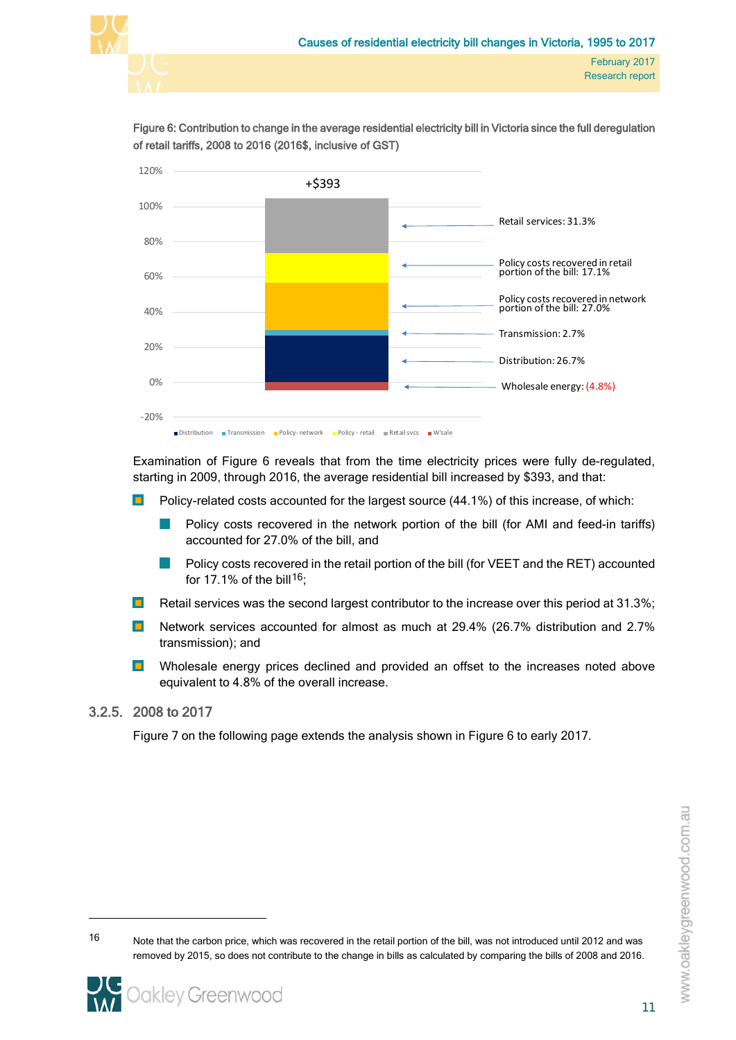Figure 6: Contribution to change in the average residential electricity bill in Victoria since the full deregulation of retail tariffs, 2008 to 2016 (2016$, inclusive of GST)

Examination of Figure 6 reveals that from the time electricity prices were fully de-regulated, starting in 2009, through 2016, the average residential bill increased by $393, and that:

- Policy-related costs accounted for the largest source (44.1%) of this increase, of which:
  - Policy costs recovered in the network portion of the bill (for AMI and feed-in tariffs) accounted for 27.0% of the bill, and
  - Policy costs recovered in the retail portion of the bill (for VEET and the RET) accounted for 17.1% of the bill[16];
- Retail services was the second largest contributor to the increase over this period at 31.3%;
- Network services accounted for almost as much at 29.4% (26.7% distribution and 2.7% transmission); and
- Wholesale energy prices declined and provided an offset to the increases noted above equivalent to 4.8% of the overall increase.

### 3.2.5. 2008 to 2017

Figure 7 on the following page extends the analysis shown in Figure 6 to early 2017.

[16] Note that the carbon price, which was recovered in the retail portion of the bill, was not introduced until 2012 and was removed by 2015, so does not contribute to the change in bills as calculated by comparing the bills of 2008 and 2016.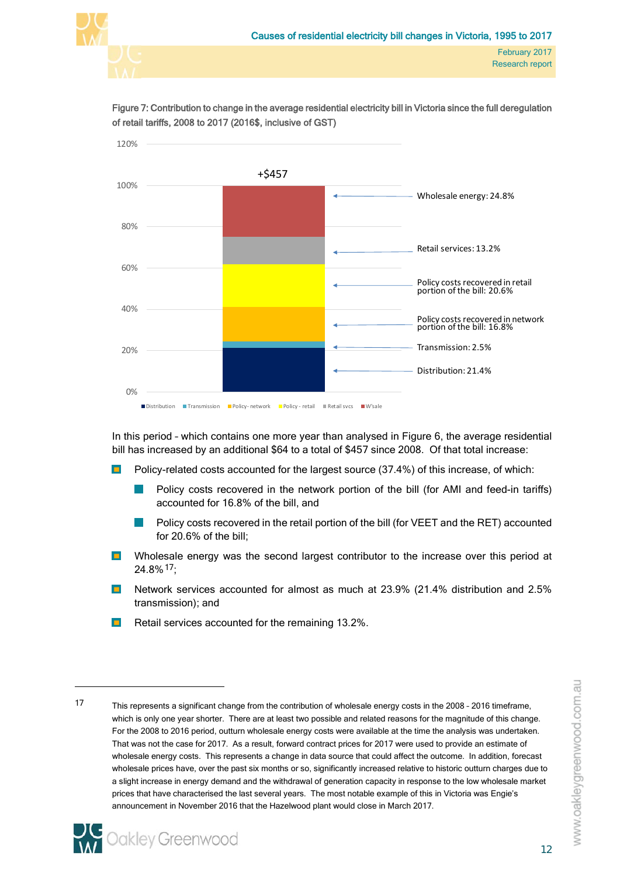Figure 7: Contribution to change in the average residential electricity bill in Victoria since the full deregulation of retail tariffs, 2008 to 2017 (2016$, inclusive of GST)

+$457

- Wholesale energy: 24.8%
- Retail services: 13.2%
- Policy costs recovered in retail portion of the bill: 20.6%
- Policy costs recovered in network portion of the bill: 16.8%
- Transmission: 2.5%
- Distribution: 21.4%

In this period – which contains one more year than analysed in Figure 6, the average residential bill has increased by an additional $64 to a total of $457 since 2008. Of that total increase:

- Policy-related costs accounted for the largest source (37.4%) of this increase, of which:
  - Policy costs recovered in the network portion of the bill (for AMI and feed-in tariffs) accounted for 16.8% of the bill, and
  - Policy costs recovered in the retail portion of the bill (for VEET and the RET) accounted for 20.6% of the bill;
- Wholesale energy was the second largest contributor to the increase over this period at 24.8%[17];
- Network services accounted for almost as much at 23.9% (21.4% distribution and 2.5% transmission); and
- Retail services accounted for the remaining 13.2%.

---

[17] This represents a significant change from the contribution of wholesale energy costs in the 2008 – 2016 timeframe, which is only one year shorter. There are at least two possible and related reasons for the magnitude of this change. For the 2008 to 2016 period, outturn wholesale energy costs were available at the time the analysis was undertaken. That was not the case for 2017. As a result, forward contract prices for 2017 were used to provide an estimate of wholesale energy costs. This represents a change in data source that could affect the outcome. In addition, forecast wholesale prices have, over the past six months or so, significantly increased relative to historic outturn charges due to a slight increase in energy demand and the withdrawal of generation capacity in response to the low wholesale market prices that have characterised the last several years. The most notable example of this in Victoria was Engie's announcement in November 2016 that the Hazelwood plant would close in March 2017.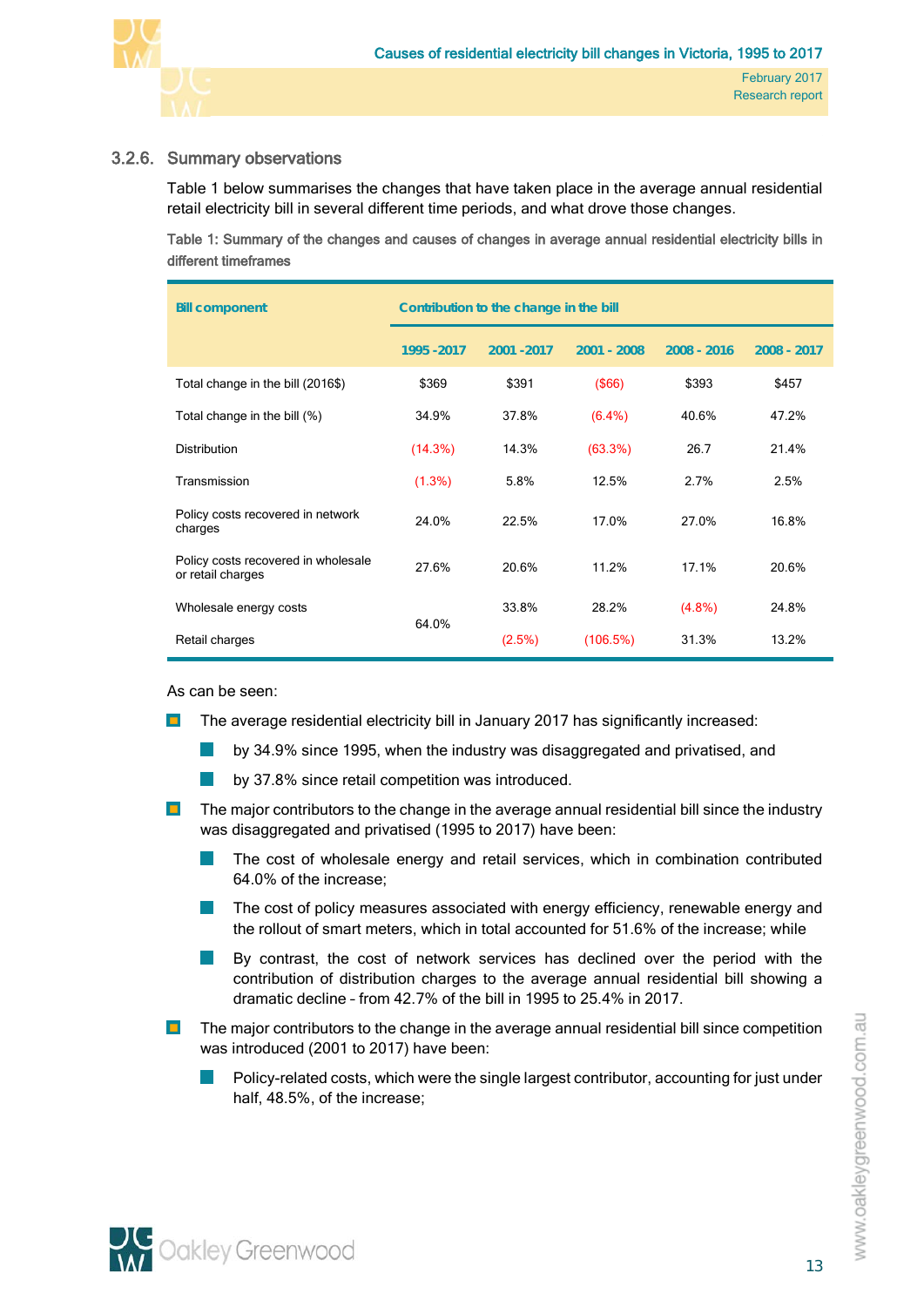### 3.2.6. Summary observations

Table 1 below summarises the changes that have taken place in the average annual residential retail electricity bill in several different time periods, and what drove those changes.

**Table 1: Summary of the changes and causes of changes in average annual residential electricity bills in different timeframes**

| Bill component | Contribution to the change in the bill | | | | |
|---|---|---|---|---|---|
| | 1995 -2017 | 2001 -2017 | 2001 - 2008 | 2008 - 2016 | 2008 - 2017 |
| Total change in the bill (2016$) | $369 | $391 | ($66) | $393 | $457 |
| Total change in the bill (%) | 34.9% | 37.8% | (6.4%) | 40.6% | 47.2% |
| Distribution | (14.3%) | 14.3% | (63.3%) | 26.7 | 21.4% |
| Transmission | (1.3%) | 5.8% | 12.5% | 2.7% | 2.5% |
| Policy costs recovered in network charges | 24.0% | 22.5% | 17.0% | 27.0% | 16.8% |
| Policy costs recovered in wholesale or retail charges | 27.6% | 20.6% | 11.2% | 17.1% | 20.6% |
| Wholesale energy costs | 64.0% | 33.8% | 28.2% | (4.8%) | 24.8% |
| Retail charges | | (2.5%) | (106.5%) | 31.3% | 13.2% |

As can be seen:

- The average residential electricity bill in January 2017 has significantly increased:
  - by 34.9% since 1995, when the industry was disaggregated and privatised, and
  - by 37.8% since retail competition was introduced.
- The major contributors to the change in the average annual residential bill since the industry was disaggregated and privatised (1995 to 2017) have been:
  - The cost of wholesale energy and retail services, which in combination contributed 64.0% of the increase;
  - The cost of policy measures associated with energy efficiency, renewable energy and the rollout of smart meters, which in total accounted for 51.6% of the increase; while
  - By contrast, the cost of network services has declined over the period with the contribution of distribution charges to the average annual residential bill showing a dramatic decline – from 42.7% of the bill in 1995 to 25.4% in 2017.
- The major contributors to the change in the average annual residential bill since competition was introduced (2001 to 2017) have been:
  - Policy-related costs, which were the single largest contributor, accounting for just under half, 48.5%, of the increase;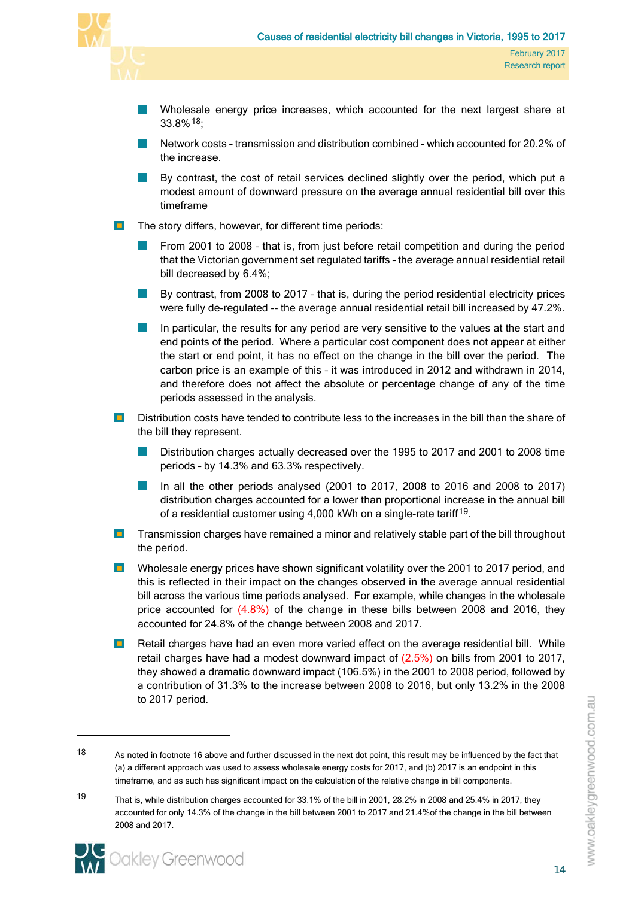- Wholesale energy price increases, which accounted for the next largest share at 33.8%[18];
  - Network costs – transmission and distribution combined – which accounted for 20.2% of the increase.
  - By contrast, the cost of retail services declined slightly over the period, which put a modest amount of downward pressure on the average annual residential bill over this timeframe
- The story differs, however, for different time periods:
  - From 2001 to 2008 – that is, from just before retail competition and during the period that the Victorian government set regulated tariffs – the average annual residential retail bill decreased by 6.4%;
  - By contrast, from 2008 to 2017 – that is, during the period residential electricity prices were fully de-regulated -- the average annual residential retail bill increased by 47.2%.
  - In particular, the results for any period are very sensitive to the values at the start and end points of the period. Where a particular cost component does not appear at either the start or end point, it has no effect on the change in the bill over the period. The carbon price is an example of this – it was introduced in 2012 and withdrawn in 2014, and therefore does not affect the absolute or percentage change of any of the time periods assessed in the analysis.
- Distribution costs have tended to contribute less to the increases in the bill than the share of the bill they represent.
  - Distribution charges actually decreased over the 1995 to 2017 and 2001 to 2008 time periods – by 14.3% and 63.3% respectively.
  - In all the other periods analysed (2001 to 2017, 2008 to 2016 and 2008 to 2017) distribution charges accounted for a lower than proportional increase in the annual bill of a residential customer using 4,000 kWh on a single-rate tariff[19].
- Transmission charges have remained a minor and relatively stable part of the bill throughout the period.
- Wholesale energy prices have shown significant volatility over the 2001 to 2017 period, and this is reflected in their impact on the changes observed in the average annual residential bill across the various time periods analysed. For example, while changes in the wholesale price accounted for (4.8%) of the change in these bills between 2008 and 2016, they accounted for 24.8% of the change between 2008 and 2017.
- Retail charges have had an even more varied effect on the average residential bill. While retail charges have had a modest downward impact of (2.5%) on bills from 2001 to 2017, they showed a dramatic downward impact (106.5%) in the 2001 to 2008 period, followed by a contribution of 31.3% to the increase between 2008 to 2016, but only 13.2% in the 2008 to 2017 period.

---

18 As noted in footnote 16 above and further discussed in the next dot point, this result may be influenced by the fact that (a) a different approach was used to assess wholesale energy costs for 2017, and (b) 2017 is an endpoint in this timeframe, and as such has significant impact on the calculation of the relative change in bill components.

19 That is, while distribution charges accounted for 33.1% of the bill in 2001, 28.2% in 2008 and 25.4% in 2017, they accounted for only 14.3% of the change in the bill between 2001 to 2017 and 21.4%of the change in the bill between 2008 and 2017.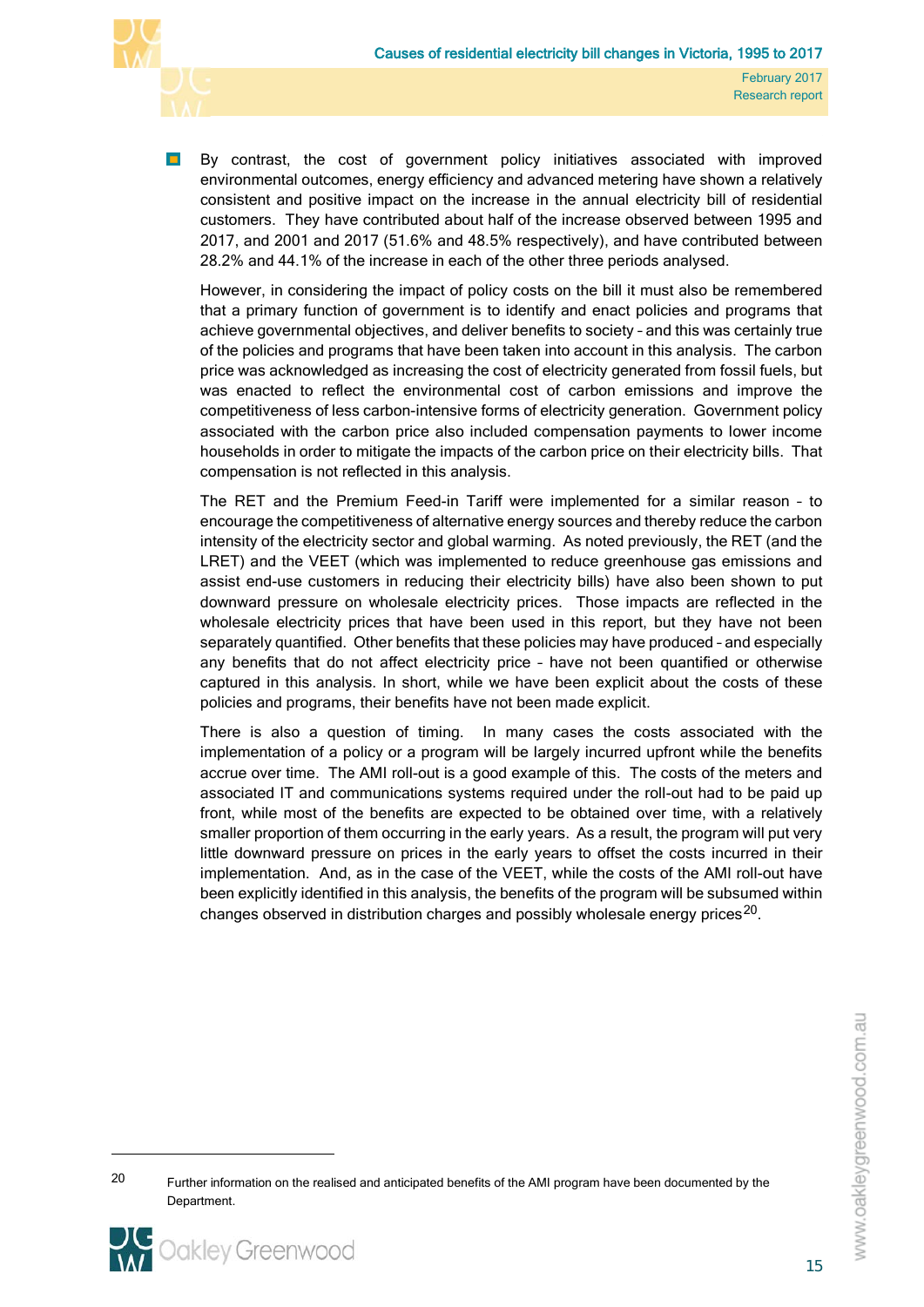- By contrast, the cost of government policy initiatives associated with improved environmental outcomes, energy efficiency and advanced metering have shown a relatively consistent and positive impact on the increase in the annual electricity bill of residential customers. They have contributed about half of the increase observed between 1995 and 2017, and 2001 and 2017 (51.6% and 48.5% respectively), and have contributed between 28.2% and 44.1% of the increase in each of the other three periods analysed.

  However, in considering the impact of policy costs on the bill it must also be remembered that a primary function of government is to identify and enact policies and programs that achieve governmental objectives, and deliver benefits to society – and this was certainly true of the policies and programs that have been taken into account in this analysis. The carbon price was acknowledged as increasing the cost of electricity generated from fossil fuels, but was enacted to reflect the environmental cost of carbon emissions and improve the competitiveness of less carbon-intensive forms of electricity generation. Government policy associated with the carbon price also included compensation payments to lower income households in order to mitigate the impacts of the carbon price on their electricity bills. That compensation is not reflected in this analysis.

  The RET and the Premium Feed-in Tariff were implemented for a similar reason – to encourage the competitiveness of alternative energy sources and thereby reduce the carbon intensity of the electricity sector and global warming. As noted previously, the RET (and the LRET) and the VEET (which was implemented to reduce greenhouse gas emissions and assist end-use customers in reducing their electricity bills) have also been shown to put downward pressure on wholesale electricity prices. Those impacts are reflected in the wholesale electricity prices that have been used in this report, but they have not been separately quantified. Other benefits that these policies may have produced – and especially any benefits that do not affect electricity price – have not been quantified or otherwise captured in this analysis. In short, while we have been explicit about the costs of these policies and programs, their benefits have not been made explicit.

  There is also a question of timing. In many cases the costs associated with the implementation of a policy or a program will be largely incurred upfront while the benefits accrue over time. The AMI roll-out is a good example of this. The costs of the meters and associated IT and communications systems required under the roll-out had to be paid up front, while most of the benefits are expected to be obtained over time, with a relatively smaller proportion of them occurring in the early years. As a result, the program will put very little downward pressure on prices in the early years to offset the costs incurred in their implementation. And, as in the case of the VEET, while the costs of the AMI roll-out have been explicitly identified in this analysis, the benefits of the program will be subsumed within changes observed in distribution charges and possibly wholesale energy prices[20].

[20] Further information on the realised and anticipated benefits of the AMI program have been documented by the Department.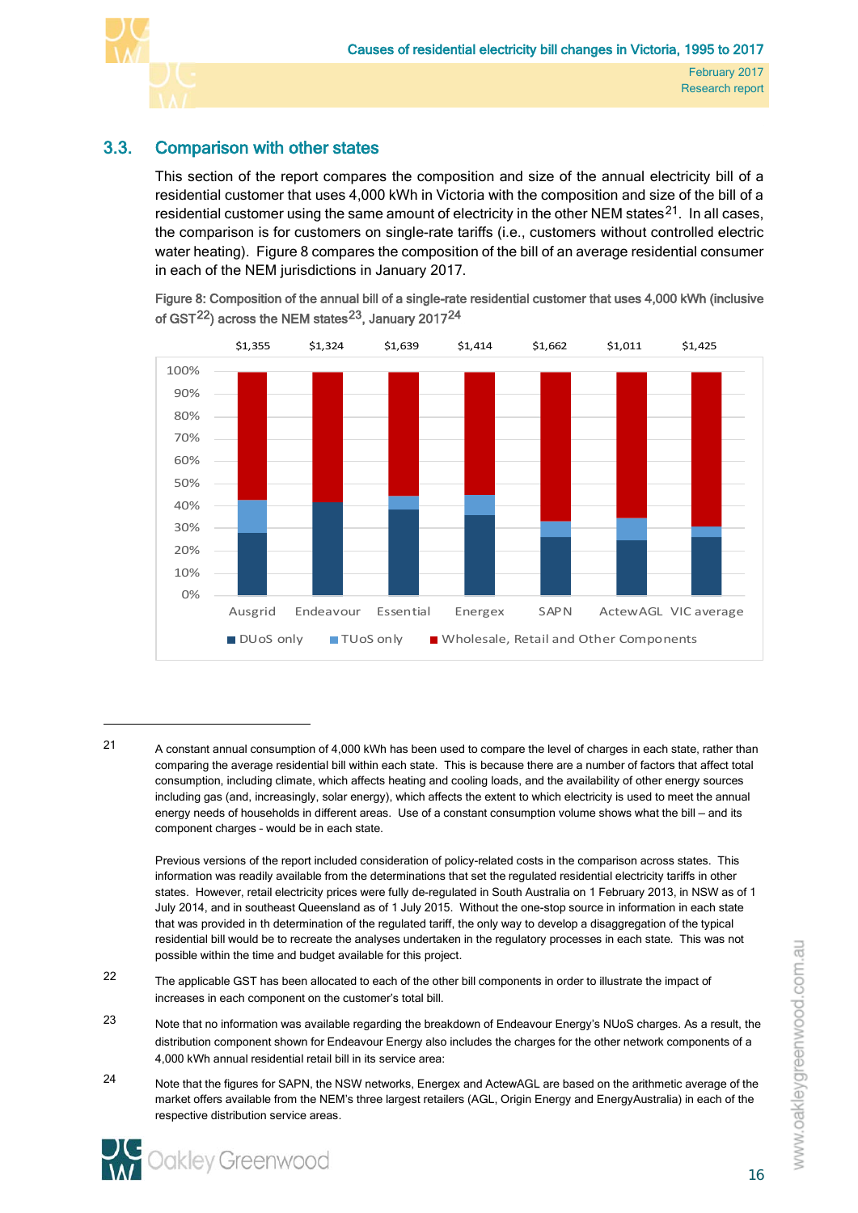## 3.3. Comparison with other states

This section of the report compares the composition and size of the annual electricity bill of a residential customer that uses 4,000 kWh in Victoria with the composition and size of the bill of a residential customer using the same amount of electricity in the other NEM states[21]. In all cases, the comparison is for customers on single-rate tariffs (i.e., customers without controlled electric water heating). Figure 8 compares the composition of the bill of an average residential consumer in each of the NEM jurisdictions in January 2017.

**Figure 8: Composition of the annual bill of a single-rate residential customer that uses 4,000 kWh (inclusive of GST[22]) across the NEM states[23], January 2017[24]**

| | Ausgrid | Endeavour | Essential | Energex | SAPN | ActewAGL | VIC average |
|---|---|---|---|---|---|---|---|
| Annual bill | $1,355 | $1,324 | $1,639 | $1,414 | $1,662 | $1,011 | $1,425 |

Legend: DUoS only; TUoS only; Wholesale, Retail and Other Components

---

21 A constant annual consumption of 4,000 kWh has been used to compare the level of charges in each state, rather than comparing the average residential bill within each state. This is because there are a number of factors that affect total consumption, including climate, which affects heating and cooling loads, and the availability of other energy sources including gas (and, increasingly, solar energy), which affects the extent to which electricity is used to meet the annual energy needs of households in different areas. Use of a constant consumption volume shows what the bill – and its component charges - would be in each state.

Previous versions of the report included consideration of policy-related costs in the comparison across states. This information was readily available from the determinations that set the regulated residential electricity tariffs in other states. However, retail electricity prices were fully de-regulated in South Australia on 1 February 2013, in NSW as of 1 July 2014, and in southeast Queensland as of 1 July 2015. Without the one-stop source in information in each state that was provided in th determination of the regulated tariff, the only way to develop a disaggregation of the typical residential bill would be to recreate the analyses undertaken in the regulatory processes in each state. This was not possible within the time and budget available for this project.

22 The applicable GST has been allocated to each of the other bill components in order to illustrate the impact of increases in each component on the customer's total bill.

23 Note that no information was available regarding the breakdown of Endeavour Energy's NUoS charges. As a result, the distribution component shown for Endeavour Energy also includes the charges for the other network components of a 4,000 kWh annual residential retail bill in its service area:

24 Note that the figures for SAPN, the NSW networks, Energex and ActewAGL are based on the arithmetic average of the market offers available from the NEM's three largest retailers (AGL, Origin Energy and EnergyAustralia) in each of the respective distribution service areas.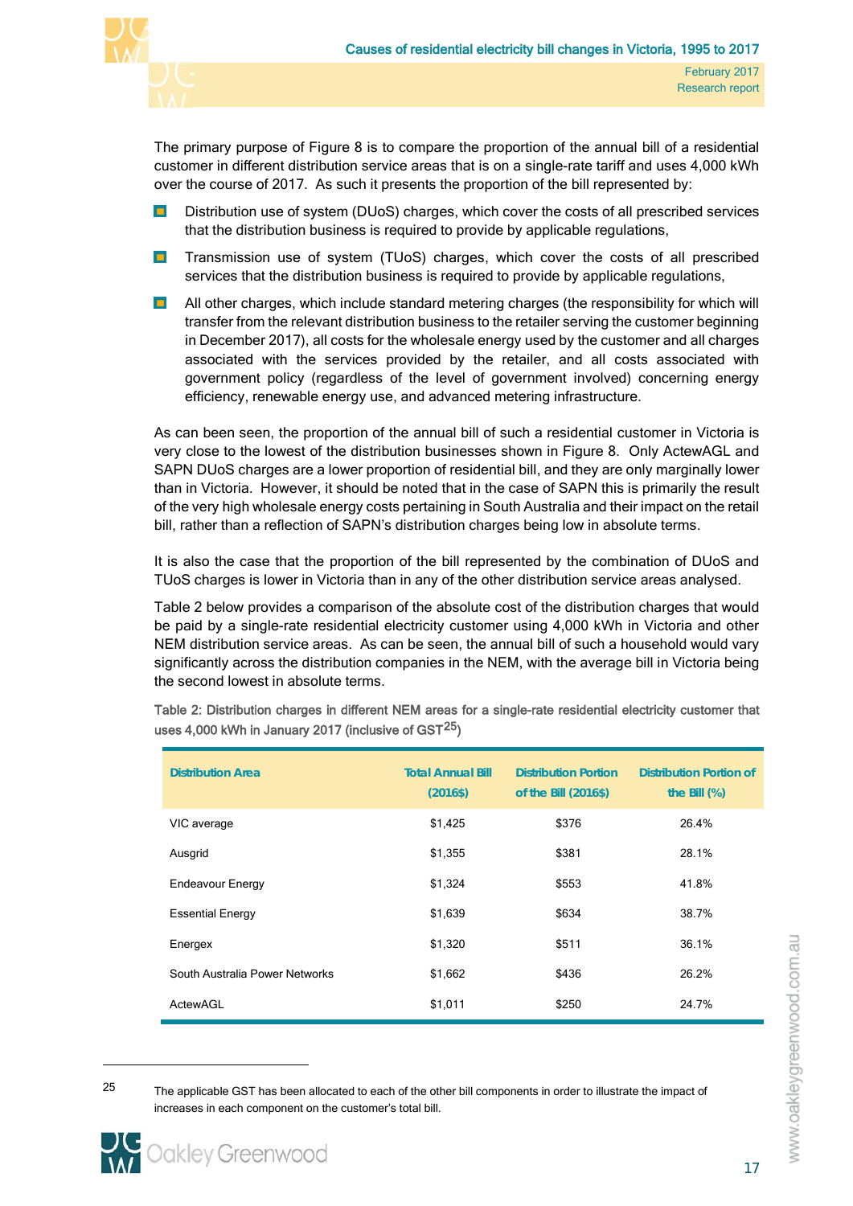The primary purpose of Figure 8 is to compare the proportion of the annual bill of a residential customer in different distribution service areas that is on a single-rate tariff and uses 4,000 kWh over the course of 2017. As such it presents the proportion of the bill represented by:

- Distribution use of system (DUoS) charges, which cover the costs of all prescribed services that the distribution business is required to provide by applicable regulations,
- Transmission use of system (TUoS) charges, which cover the costs of all prescribed services that the distribution business is required to provide by applicable regulations,
- All other charges, which include standard metering charges (the responsibility for which will transfer from the relevant distribution business to the retailer serving the customer beginning in December 2017), all costs for the wholesale energy used by the customer and all charges associated with the services provided by the retailer, and all costs associated with government policy (regardless of the level of government involved) concerning energy efficiency, renewable energy use, and advanced metering infrastructure.

As can been seen, the proportion of the annual bill of such a residential customer in Victoria is very close to the lowest of the distribution businesses shown in Figure 8. Only ActewAGL and SAPN DUoS charges are a lower proportion of residential bill, and they are only marginally lower than in Victoria. However, it should be noted that in the case of SAPN this is primarily the result of the very high wholesale energy costs pertaining in South Australia and their impact on the retail bill, rather than a reflection of SAPN's distribution charges being low in absolute terms.

It is also the case that the proportion of the bill represented by the combination of DUoS and TUoS charges is lower in Victoria than in any of the other distribution service areas analysed.

Table 2 below provides a comparison of the absolute cost of the distribution charges that would be paid by a single-rate residential electricity customer using 4,000 kWh in Victoria and other NEM distribution service areas. As can be seen, the annual bill of such a household would vary significantly across the distribution companies in the NEM, with the average bill in Victoria being the second lowest in absolute terms.

**Table 2: Distribution charges in different NEM areas for a single-rate residential electricity customer that uses 4,000 kWh in January 2017 (inclusive of GST[25])**

| Distribution Area | Total Annual Bill (2016$) | Distribution Portion of the Bill (2016$) | Distribution Portion of the Bill (%) |
|---|---|---|---|
| VIC average | $1,425 | $376 | 26.4% |
| Ausgrid | $1,355 | $381 | 28.1% |
| Endeavour Energy | $1,324 | $553 | 41.8% |
| Essential Energy | $1,639 | $634 | 38.7% |
| Energex | $1,320 | $511 | 36.1% |
| South Australia Power Networks | $1,662 | $436 | 26.2% |
| ActewAGL | $1,011 | $250 | 24.7% |

[25] The applicable GST has been allocated to each of the other bill components in order to illustrate the impact of increases in each component on the customer's total bill.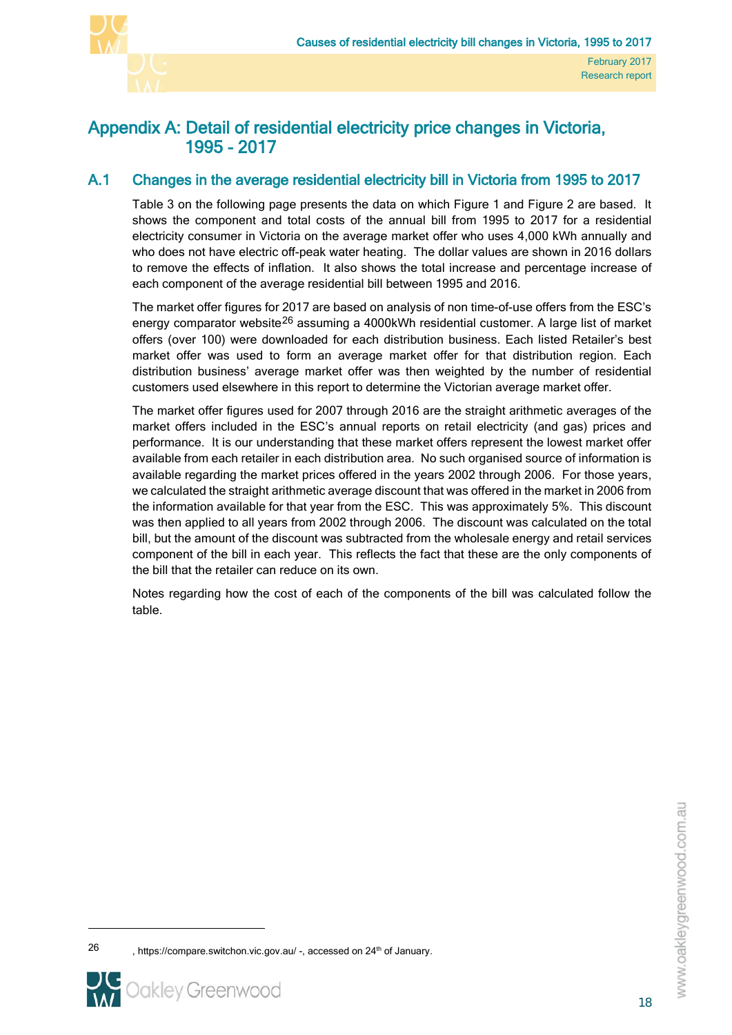# Appendix A: Detail of residential electricity price changes in Victoria, 1995 - 2017

## A.1 Changes in the average residential electricity bill in Victoria from 1995 to 2017

Table 3 on the following page presents the data on which Figure 1 and Figure 2 are based. It shows the component and total costs of the annual bill from 1995 to 2017 for a residential electricity consumer in Victoria on the average market offer who uses 4,000 kWh annually and who does not have electric off-peak water heating. The dollar values are shown in 2016 dollars to remove the effects of inflation. It also shows the total increase and percentage increase of each component of the average residential bill between 1995 and 2016.

The market offer figures for 2017 are based on analysis of non time-of-use offers from the ESC's energy comparator website[26] assuming a 4000kWh residential customer. A large list of market offers (over 100) were downloaded for each distribution business. Each listed Retailer's best market offer was used to form an average market offer for that distribution region. Each distribution business' average market offer was then weighted by the number of residential customers used elsewhere in this report to determine the Victorian average market offer.

The market offer figures used for 2007 through 2016 are the straight arithmetic averages of the market offers included in the ESC's annual reports on retail electricity (and gas) prices and performance. It is our understanding that these market offers represent the lowest market offer available from each retailer in each distribution area. No such organised source of information is available regarding the market prices offered in the years 2002 through 2006. For those years, we calculated the straight arithmetic average discount that was offered in the market in 2006 from the information available for that year from the ESC. This was approximately 5%. This discount was then applied to all years from 2002 through 2006. The discount was calculated on the total bill, but the amount of the discount was subtracted from the wholesale energy and retail services component of the bill in each year. This reflects the fact that these are the only components of the bill that the retailer can reduce on its own.

Notes regarding how the cost of each of the components of the bill was calculated follow the table.

---

26 , https://compare.switchon.vic.gov.au/ -, accessed on 24th of January.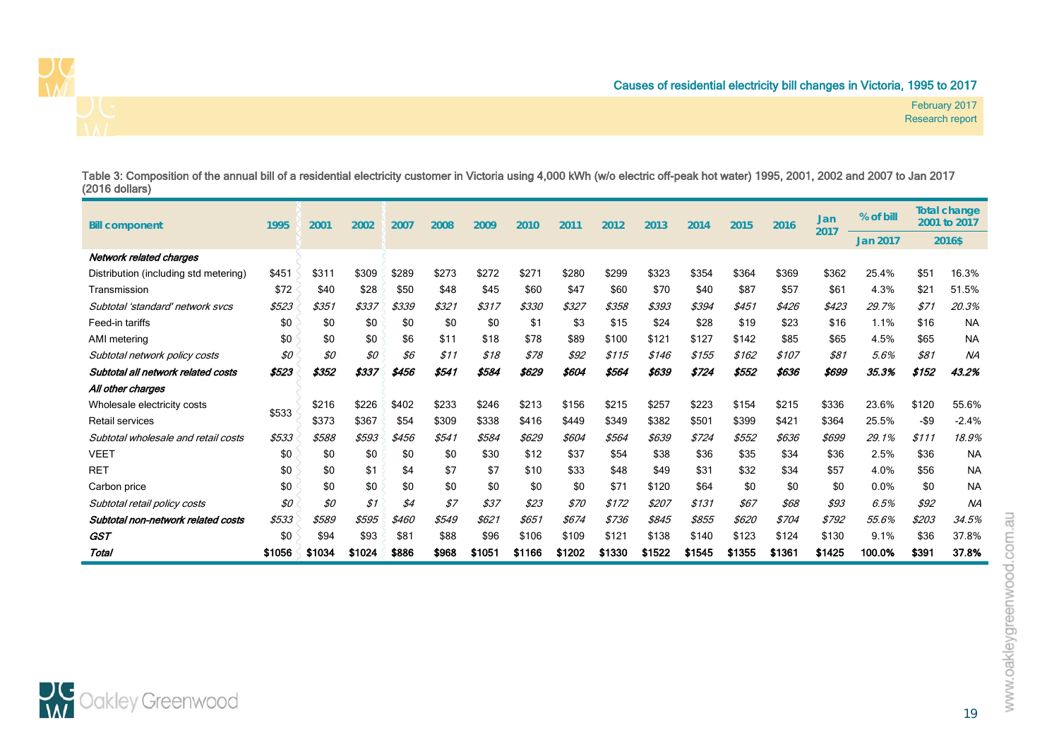Table 3: Composition of the annual bill of a residential electricity customer in Victoria using 4,000 kWh (w/o electric off-peak hot water) 1995, 2001, 2002 and 2007 to Jan 2017 (2016 dollars)

| Bill component | 1995 | 2001 | 2002 | 2007 | 2008 | 2009 | 2010 | 2011 | 2012 | 2013 | 2014 | 2015 | 2016 | Jan 2017 | % of bill | Total change 2001 to 2017 | |
|---|---|---|---|---|---|---|---|---|---|---|---|---|---|---|---|---|---|
| | | | | | | | | | | | | | | | Jan 2017 | 2016$ | |
| ***Network related charges*** | | | | | | | | | | | | | | | | | |
| Distribution (including std metering) | $451 | $311 | $309 | $289 | $273 | $272 | $271 | $280 | $299 | $323 | $354 | $364 | $369 | $362 | 25.4% | $51 | 16.3% |
| Transmission | $72 | $40 | $28 | $50 | $48 | $45 | $60 | $47 | $60 | $70 | $40 | $87 | $57 | $61 | 4.3% | $21 | 51.5% |
| *Subtotal 'standard' network svcs* | *$523* | *$351* | *$337* | *$339* | *$321* | *$317* | *$330* | *$327* | *$358* | *$393* | *$394* | *$451* | *$426* | *$423* | *29.7%* | *$71* | *20.3%* |
| Feed-in tariffs | $0 | $0 | $0 | $0 | $0 | $0 | $1 | $3 | $15 | $24 | $28 | $19 | $23 | $16 | 1.1% | $16 | NA |
| AMI metering | $0 | $0 | $0 | $6 | $11 | $18 | $78 | $89 | $100 | $121 | $127 | $142 | $85 | $65 | 4.5% | $65 | NA |
| *Subtotal network policy costs* | *$0* | *$0* | *$0* | *$6* | *$11* | *$18* | *$78* | *$92* | *$115* | *$146* | *$155* | *$162* | *$107* | *$81* | *5.6%* | *$81* | *NA* |
| ***Subtotal all network related costs*** | ***$523*** | ***$352*** | ***$337*** | ***$456*** | ***$541*** | ***$584*** | ***$629*** | ***$604*** | ***$564*** | ***$639*** | ***$724*** | ***$552*** | ***$636*** | ***$699*** | ***35.3%*** | ***$152*** | ***43.2%*** |
| ***All other charges*** | | | | | | | | | | | | | | | | | |
| Wholesale electricity costs | $533 | $216 | $226 | $402 | $233 | $246 | $213 | $156 | $215 | $257 | $223 | $154 | $215 | $336 | 23.6% | $120 | 55.6% |
| Retail services | | $373 | $367 | $54 | $309 | $338 | $416 | $449 | $349 | $382 | $501 | $399 | $421 | $364 | 25.5% | -$9 | -2.4% |
| *Subtotal wholesale and retail costs* | *$533* | *$588* | *$593* | *$456* | *$541* | *$584* | *$629* | *$604* | *$564* | *$639* | *$724* | *$552* | *$636* | *$699* | *29.1%* | *$111* | *18.9%* |
| VEET | $0 | $0 | $0 | $0 | $0 | $30 | $12 | $37 | $54 | $38 | $36 | $35 | $34 | $36 | 2.5% | $36 | NA |
| RET | $0 | $0 | $1 | $4 | $7 | $7 | $10 | $33 | $48 | $49 | $31 | $32 | $34 | $57 | 4.0% | $56 | NA |
| Carbon price | $0 | $0 | $0 | $0 | $0 | $0 | $0 | $0 | $71 | $120 | $64 | $0 | $0 | $0 | 0.0% | $0 | NA |
| *Subtotal retail policy costs* | *$0* | *$0* | *$1* | *$4* | *$7* | *$37* | *$23* | *$70* | *$172* | *$207* | *$131* | *$67* | *$68* | *$93* | *6.5%* | *$92* | *NA* |
| ***Subtotal non-network related costs*** | *$533* | *$589* | *$595* | *$460* | *$549* | *$621* | *$651* | *$674* | *$736* | *$845* | *$855* | *$620* | *$704* | *$792* | *55.6%* | *$203* | *34.5%* |
| ***GST*** | $0 | $94 | $93 | $81 | $88 | $96 | $106 | $109 | $121 | $138 | $140 | $123 | $124 | $130 | 9.1% | $36 | 37.8% |
| ***Total*** | **$1056** | **$1034** | **$1024** | **$886** | **$968** | **$1051** | **$1166** | **$1202** | **$1330** | **$1522** | **$1545** | **$1355** | **$1361** | **$1425** | **100.0%** | **$391** | **37.8%** |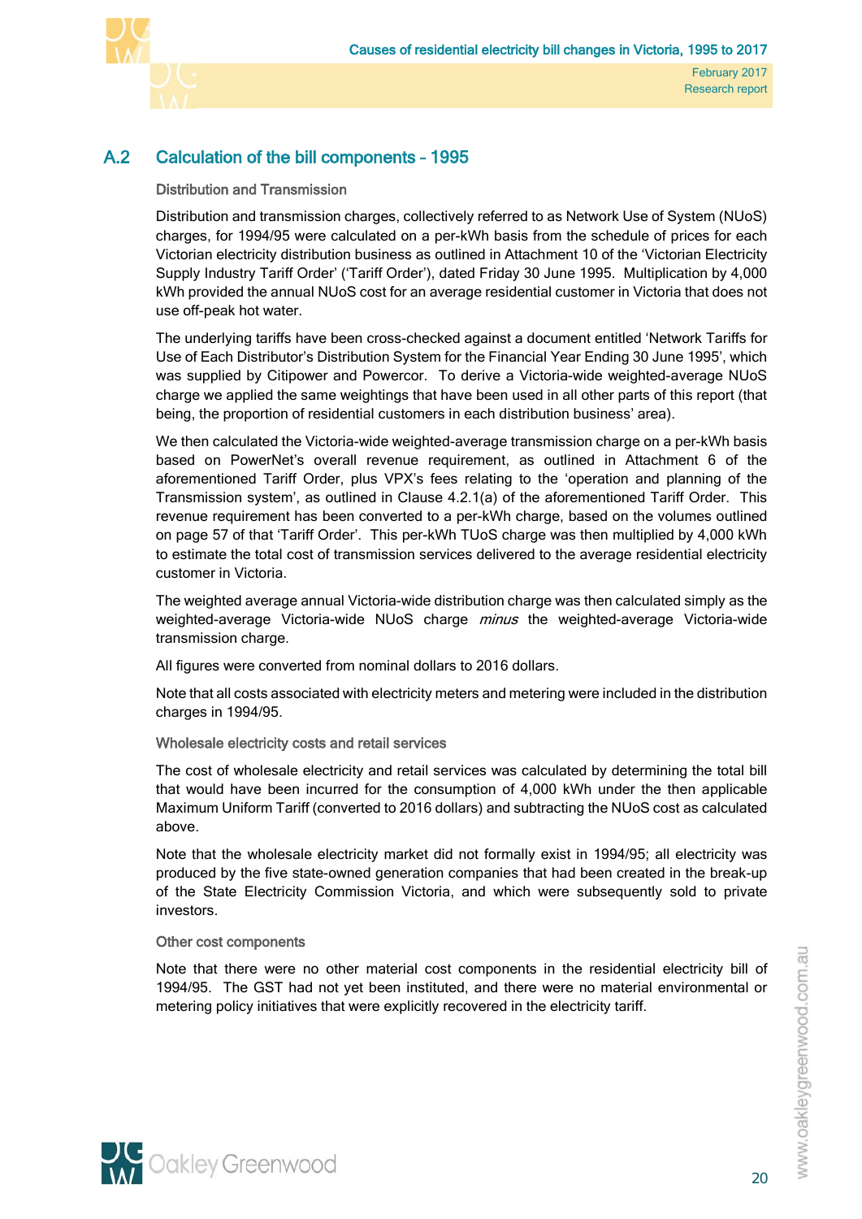## A.2 Calculation of the bill components – 1995

### Distribution and Transmission

Distribution and transmission charges, collectively referred to as Network Use of System (NUoS) charges, for 1994/95 were calculated on a per-kWh basis from the schedule of prices for each Victorian electricity distribution business as outlined in Attachment 10 of the 'Victorian Electricity Supply Industry Tariff Order' ('Tariff Order'), dated Friday 30 June 1995. Multiplication by 4,000 kWh provided the annual NUoS cost for an average residential customer in Victoria that does not use off-peak hot water.

The underlying tariffs have been cross-checked against a document entitled 'Network Tariffs for Use of Each Distributor's Distribution System for the Financial Year Ending 30 June 1995', which was supplied by Citipower and Powercor. To derive a Victoria-wide weighted-average NUoS charge we applied the same weightings that have been used in all other parts of this report (that being, the proportion of residential customers in each distribution business' area).

We then calculated the Victoria-wide weighted-average transmission charge on a per-kWh basis based on PowerNet's overall revenue requirement, as outlined in Attachment 6 of the aforementioned Tariff Order, plus VPX's fees relating to the 'operation and planning of the Transmission system', as outlined in Clause 4.2.1(a) of the aforementioned Tariff Order. This revenue requirement has been converted to a per-kWh charge, based on the volumes outlined on page 57 of that 'Tariff Order'. This per-kWh TUoS charge was then multiplied by 4,000 kWh to estimate the total cost of transmission services delivered to the average residential electricity customer in Victoria.

The weighted average annual Victoria-wide distribution charge was then calculated simply as the weighted-average Victoria-wide NUoS charge *minus* the weighted-average Victoria-wide transmission charge.

All figures were converted from nominal dollars to 2016 dollars.

Note that all costs associated with electricity meters and metering were included in the distribution charges in 1994/95.

### Wholesale electricity costs and retail services

The cost of wholesale electricity and retail services was calculated by determining the total bill that would have been incurred for the consumption of 4,000 kWh under the then applicable Maximum Uniform Tariff (converted to 2016 dollars) and subtracting the NUoS cost as calculated above.

Note that the wholesale electricity market did not formally exist in 1994/95; all electricity was produced by the five state-owned generation companies that had been created in the break-up of the State Electricity Commission Victoria, and which were subsequently sold to private investors.

### Other cost components

Note that there were no other material cost components in the residential electricity bill of 1994/95. The GST had not yet been instituted, and there were no material environmental or metering policy initiatives that were explicitly recovered in the electricity tariff.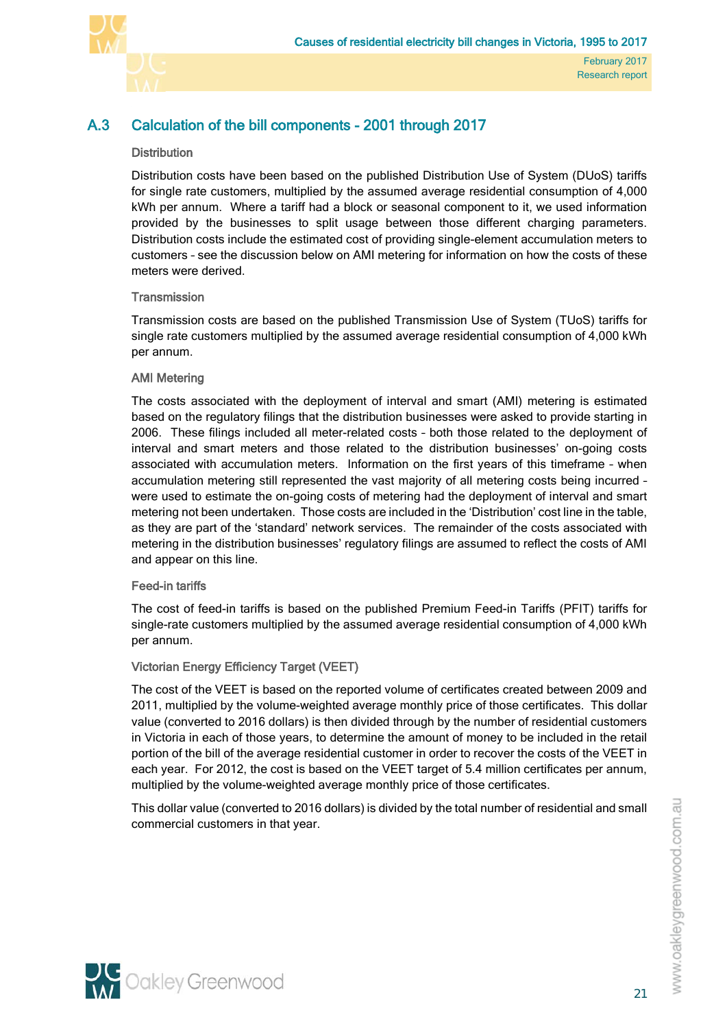## A.3 Calculation of the bill components - 2001 through 2017

### Distribution

Distribution costs have been based on the published Distribution Use of System (DUoS) tariffs for single rate customers, multiplied by the assumed average residential consumption of 4,000 kWh per annum. Where a tariff had a block or seasonal component to it, we used information provided by the businesses to split usage between those different charging parameters. Distribution costs include the estimated cost of providing single-element accumulation meters to customers – see the discussion below on AMI metering for information on how the costs of these meters were derived.

### Transmission

Transmission costs are based on the published Transmission Use of System (TUoS) tariffs for single rate customers multiplied by the assumed average residential consumption of 4,000 kWh per annum.

### AMI Metering

The costs associated with the deployment of interval and smart (AMI) metering is estimated based on the regulatory filings that the distribution businesses were asked to provide starting in 2006. These filings included all meter-related costs – both those related to the deployment of interval and smart meters and those related to the distribution businesses' on-going costs associated with accumulation meters. Information on the first years of this timeframe – when accumulation metering still represented the vast majority of all metering costs being incurred – were used to estimate the on-going costs of metering had the deployment of interval and smart metering not been undertaken. Those costs are included in the 'Distribution' cost line in the table, as they are part of the 'standard' network services. The remainder of the costs associated with metering in the distribution businesses' regulatory filings are assumed to reflect the costs of AMI and appear on this line.

### Feed-in tariffs

The cost of feed-in tariffs is based on the published Premium Feed-in Tariffs (PFIT) tariffs for single-rate customers multiplied by the assumed average residential consumption of 4,000 kWh per annum.

### Victorian Energy Efficiency Target (VEET)

The cost of the VEET is based on the reported volume of certificates created between 2009 and 2011, multiplied by the volume-weighted average monthly price of those certificates. This dollar value (converted to 2016 dollars) is then divided through by the number of residential customers in Victoria in each of those years, to determine the amount of money to be included in the retail portion of the bill of the average residential customer in order to recover the costs of the VEET in each year. For 2012, the cost is based on the VEET target of 5.4 million certificates per annum, multiplied by the volume-weighted average monthly price of those certificates.

This dollar value (converted to 2016 dollars) is divided by the total number of residential and small commercial customers in that year.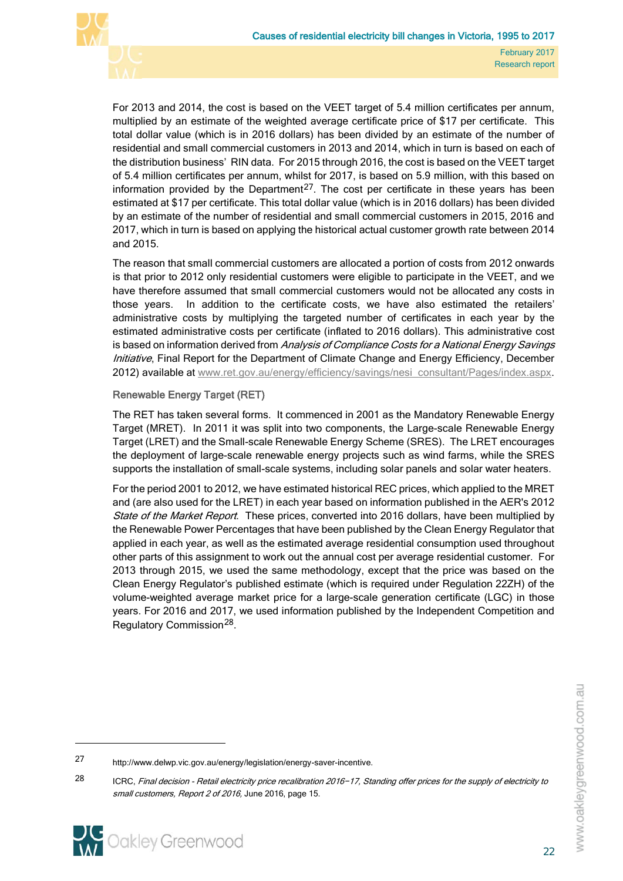For 2013 and 2014, the cost is based on the VEET target of 5.4 million certificates per annum, multiplied by an estimate of the weighted average certificate price of $17 per certificate. This total dollar value (which is in 2016 dollars) has been divided by an estimate of the number of residential and small commercial customers in 2013 and 2014, which in turn is based on each of the distribution business' RIN data. For 2015 through 2016, the cost is based on the VEET target of 5.4 million certificates per annum, whilst for 2017, is based on 5.9 million, with this based on information provided by the Department[27]. The cost per certificate in these years has been estimated at $17 per certificate. This total dollar value (which is in 2016 dollars) has been divided by an estimate of the number of residential and small commercial customers in 2015, 2016 and 2017, which in turn is based on applying the historical actual customer growth rate between 2014 and 2015.

The reason that small commercial customers are allocated a portion of costs from 2012 onwards is that prior to 2012 only residential customers were eligible to participate in the VEET, and we have therefore assumed that small commercial customers would not be allocated any costs in those years. In addition to the certificate costs, we have also estimated the retailers' administrative costs by multiplying the targeted number of certificates in each year by the estimated administrative costs per certificate (inflated to 2016 dollars). This administrative cost is based on information derived from *Analysis of Compliance Costs for a National Energy Savings Initiative*, Final Report for the Department of Climate Change and Energy Efficiency, December 2012) available at www.ret.gov.au/energy/efficiency/savings/nesi_consultant/Pages/index.aspx.

### Renewable Energy Target (RET)

The RET has taken several forms. It commenced in 2001 as the Mandatory Renewable Energy Target (MRET). In 2011 it was split into two components, the Large-scale Renewable Energy Target (LRET) and the Small-scale Renewable Energy Scheme (SRES). The LRET encourages the deployment of large-scale renewable energy projects such as wind farms, while the SRES supports the installation of small-scale systems, including solar panels and solar water heaters.

For the period 2001 to 2012, we have estimated historical REC prices, which applied to the MRET and (are also used for the LRET) in each year based on information published in the AER's 2012 *State of the Market Report*. These prices, converted into 2016 dollars, have been multiplied by the Renewable Power Percentages that have been published by the Clean Energy Regulator that applied in each year, as well as the estimated average residential consumption used throughout other parts of this assignment to work out the annual cost per average residential customer. For 2013 through 2015, we used the same methodology, except that the price was based on the Clean Energy Regulator's published estimate (which is required under Regulation 22ZH) of the volume-weighted average market price for a large-scale generation certificate (LGC) in those years. For 2016 and 2017, we used information published by the Independent Competition and Regulatory Commission[28].

---

[27] http://www.delwp.vic.gov.au/energy/legislation/energy-saver-incentive.

[28] ICRC, *Final decision - Retail electricity price recalibration 2016–17, Standing offer prices for the supply of electricity to small customers, Report 2 of 2016*, June 2016, page 15.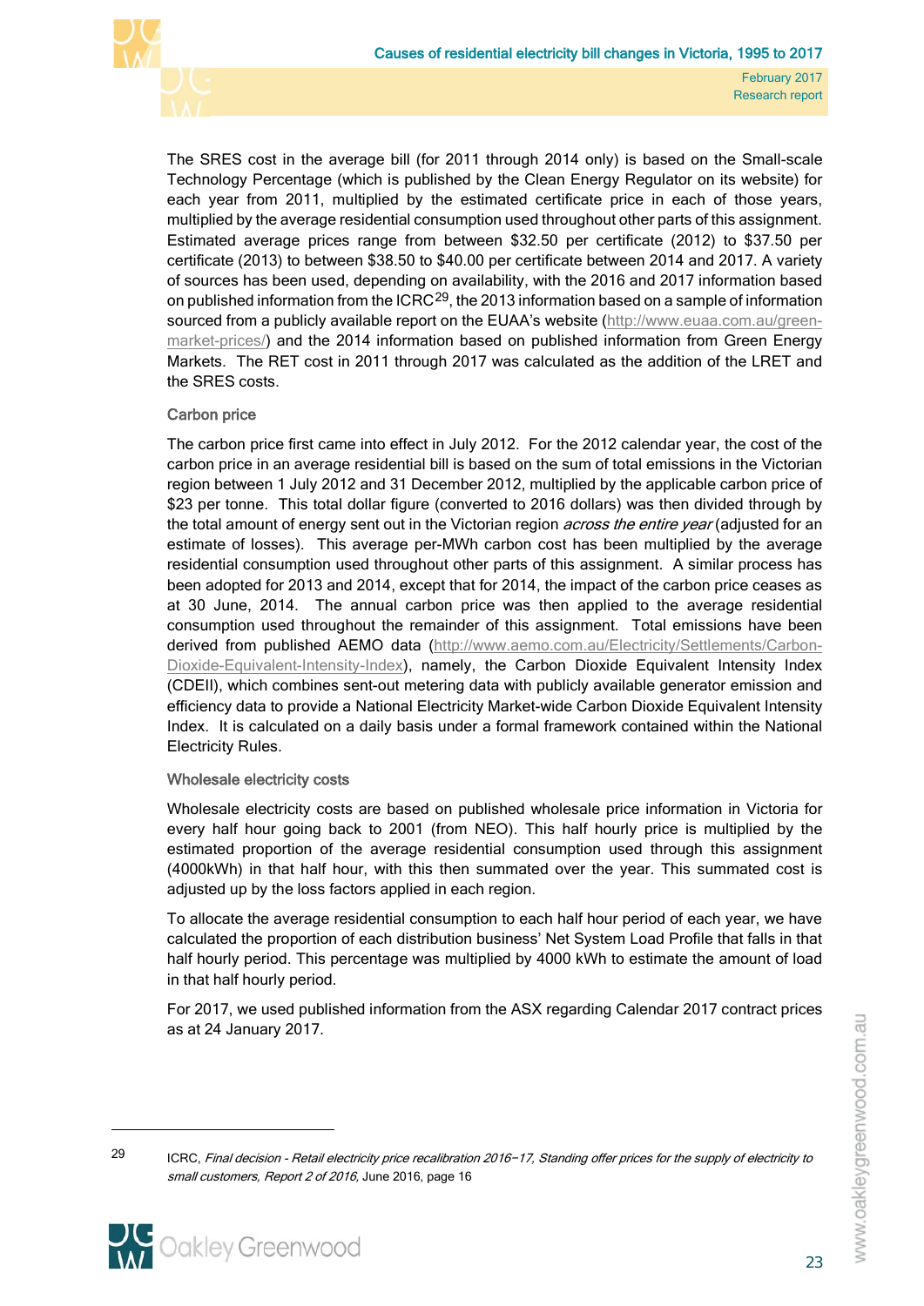The SRES cost in the average bill (for 2011 through 2014 only) is based on the Small-scale Technology Percentage (which is published by the Clean Energy Regulator on its website) for each year from 2011, multiplied by the estimated certificate price in each of those years, multiplied by the average residential consumption used throughout other parts of this assignment. Estimated average prices range from between $32.50 per certificate (2012) to $37.50 per certificate (2013) to between $38.50 to $40.00 per certificate between 2014 and 2017. A variety of sources has been used, depending on availability, with the 2016 and 2017 information based on published information from the ICRC[29], the 2013 information based on a sample of information sourced from a publicly available report on the EUAA's website (http://www.euaa.com.au/green-market-prices/) and the 2014 information based on published information from Green Energy Markets. The RET cost in 2011 through 2017 was calculated as the addition of the LRET and the SRES costs.

### Carbon price

The carbon price first came into effect in July 2012. For the 2012 calendar year, the cost of the carbon price in an average residential bill is based on the sum of total emissions in the Victorian region between 1 July 2012 and 31 December 2012, multiplied by the applicable carbon price of $23 per tonne. This total dollar figure (converted to 2016 dollars) was then divided through by the total amount of energy sent out in the Victorian region *across the entire year* (adjusted for an estimate of losses). This average per-MWh carbon cost has been multiplied by the average residential consumption used throughout other parts of this assignment. A similar process has been adopted for 2013 and 2014, except that for 2014, the impact of the carbon price ceases as at 30 June, 2014. The annual carbon price was then applied to the average residential consumption used throughout the remainder of this assignment. Total emissions have been derived from published AEMO data (http://www.aemo.com.au/Electricity/Settlements/Carbon-Dioxide-Equivalent-Intensity-Index), namely, the Carbon Dioxide Equivalent Intensity Index (CDEII), which combines sent-out metering data with publicly available generator emission and efficiency data to provide a National Electricity Market-wide Carbon Dioxide Equivalent Intensity Index. It is calculated on a daily basis under a formal framework contained within the National Electricity Rules.

### Wholesale electricity costs

Wholesale electricity costs are based on published wholesale price information in Victoria for every half hour going back to 2001 (from NEO). This half hourly price is multiplied by the estimated proportion of the average residential consumption used through this assignment (4000kWh) in that half hour, with this then summated over the year. This summated cost is adjusted up by the loss factors applied in each region.

To allocate the average residential consumption to each half hour period of each year, we have calculated the proportion of each distribution business' Net System Load Profile that falls in that half hourly period. This percentage was multiplied by 4000 kWh to estimate the amount of load in that half hourly period.

For 2017, we used published information from the ASX regarding Calendar 2017 contract prices as at 24 January 2017.

---

[29] ICRC, *Final decision - Retail electricity price recalibration 2016–17, Standing offer prices for the supply of electricity to small customers, Report 2 of 2016*, June 2016, page 16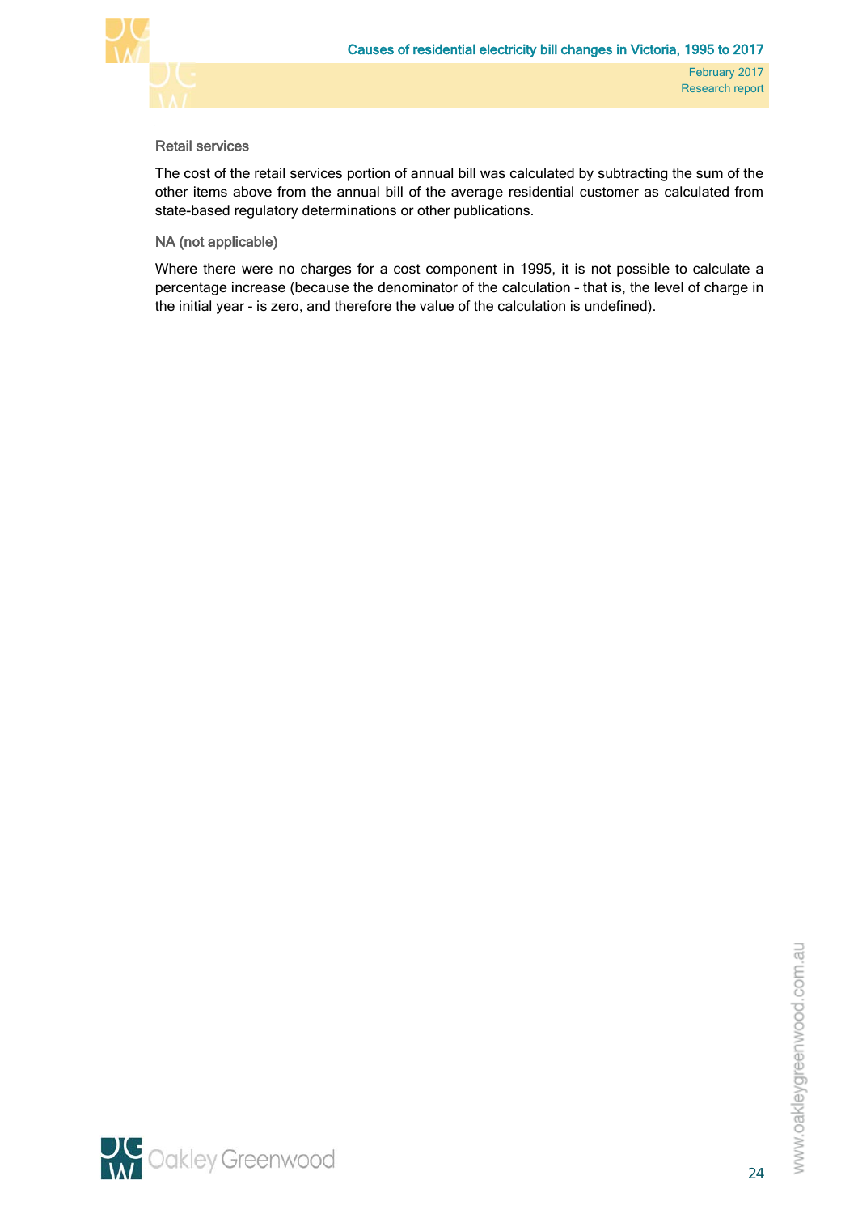### Retail services

The cost of the retail services portion of annual bill was calculated by subtracting the sum of the other items above from the annual bill of the average residential customer as calculated from state-based regulatory determinations or other publications.

### NA (not applicable)

Where there were no charges for a cost component in 1995, it is not possible to calculate a percentage increase (because the denominator of the calculation – that is, the level of charge in the initial year – is zero, and therefore the value of the calculation is undefined).